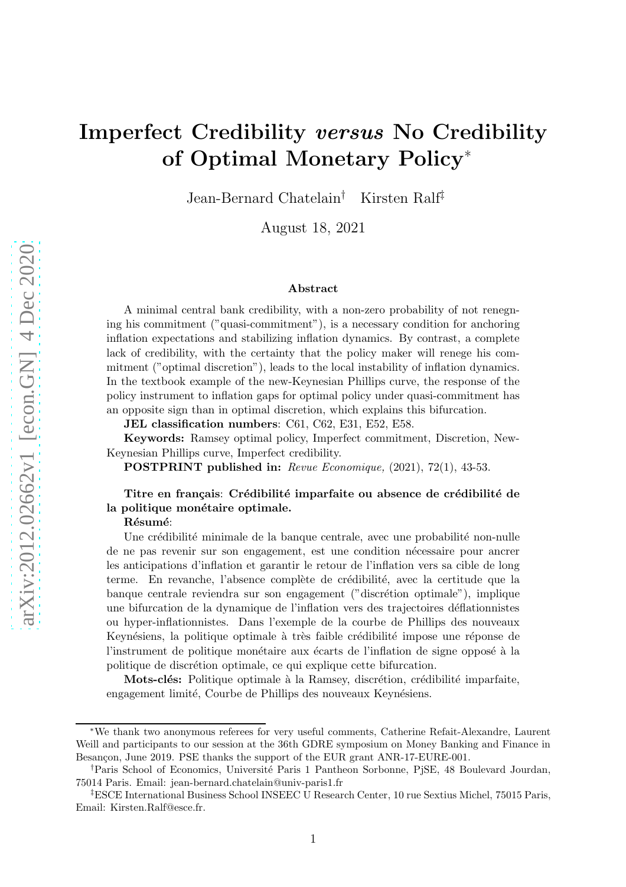# Imperfect Credibility *versus* No Credibility of Optimal Monetary Policy[*]

Jean-Bernard Chatelain[†] Kirsten Ralf[‡]

August 18, 2021

### Abstract

A minimal central bank credibility, with a non-zero probability of not renegning his commitment ("quasi-commitment"), is a necessary condition for anchoring inflation expectations and stabilizing inflation dynamics. By contrast, a complete lack of credibility, with the certainty that the policy maker will renege his commitment ("optimal discretion"), leads to the local instability of inflation dynamics. In the textbook example of the new-Keynesian Phillips curve, the response of the policy instrument to inflation gaps for optimal policy under quasi-commitment has an opposite sign than in optimal discretion, which explains this bifurcation.

**JEL classification numbers**: C61, C62, E31, E52, E58.

**Keywords:** Ramsey optimal policy, Imperfect commitment, Discretion, New-Keynesian Phillips curve, Imperfect credibility.

**POSTPRINT published in:** *Revue Economique,* (2021), 72(1), 43-53.

**Titre en français**: **Crédibilité imparfaite ou absence de crédibilité de la politique monétaire optimale.**

**Résumé**:

Une crédibilité minimale de la banque centrale, avec une probabilité non-nulle de ne pas revenir sur son engagement, est une condition nécessaire pour ancrer les anticipations d'inflation et garantir le retour de l'inflation vers sa cible de long terme. En revanche, l'absence complète de crédibilité, avec la certitude que la banque centrale reviendra sur son engagement ("discrétion optimale"), implique une bifurcation de la dynamique de l'inflation vers des trajectoires déflationnistes ou hyper-inflationnistes. Dans l'exemple de la courbe de Phillips des nouveaux Keynésiens, la politique optimale à très faible crédibilité impose une réponse de l'instrument de politique monétaire aux écarts de l'inflation de signe opposé à la politique de discrétion optimale, ce qui explique cette bifurcation.

**Mots-clés:** Politique optimale à la Ramsey, discrétion, crédibilité imparfaite, engagement limité, Courbe de Phillips des nouveaux Keynésiens.

---

[*] We thank two anonymous referees for very useful comments, Catherine Refait-Alexandre, Laurent Weill and participants to our session at the 36th GDRE symposium on Money Banking and Finance in Besançon, June 2019. PSE thanks the support of the EUR grant ANR-17-EURE-001.

[†] Paris School of Economics, Université Paris 1 Pantheon Sorbonne, PjSE, 48 Boulevard Jourdan, 75014 Paris. Email: jean-bernard.chatelain@univ-paris1.fr

[‡] ESCE International Business School INSEEC U Research Center, 10 rue Sextius Michel, 75015 Paris, Email: Kirsten.Ralf@esce.fr.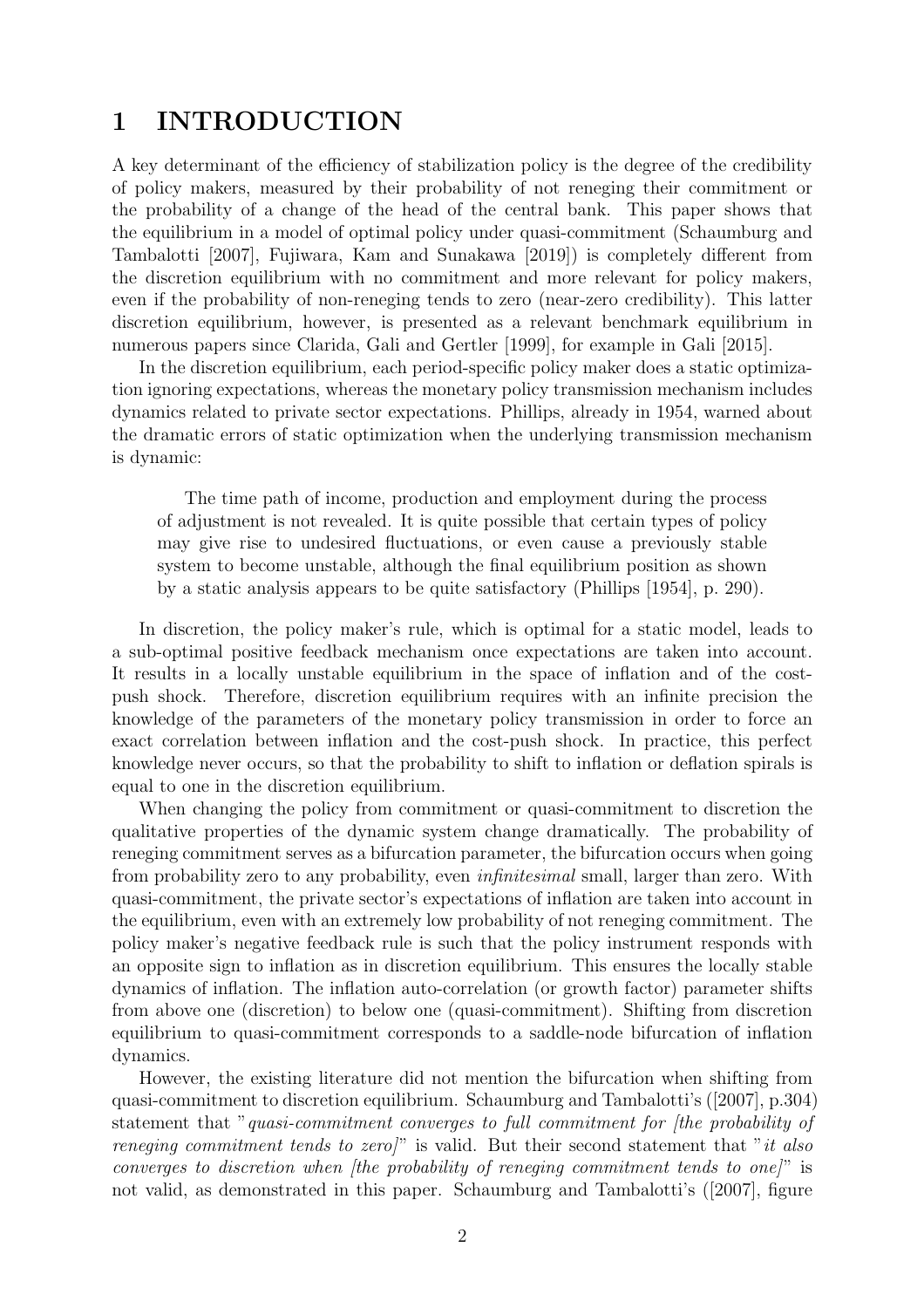# 1 INTRODUCTION

A key determinant of the efficiency of stabilization policy is the degree of the credibility of policy makers, measured by their probability of not reneging their commitment or the probability of a change of the head of the central bank. This paper shows that the equilibrium in a model of optimal policy under quasi-commitment (Schaumburg and Tambalotti [2007], Fujiwara, Kam and Sunakawa [2019]) is completely different from the discretion equilibrium with no commitment and more relevant for policy makers, even if the probability of non-reneging tends to zero (near-zero credibility). This latter discretion equilibrium, however, is presented as a relevant benchmark equilibrium in numerous papers since Clarida, Gali and Gertler [1999], for example in Gali [2015].

In the discretion equilibrium, each period-specific policy maker does a static optimization ignoring expectations, whereas the monetary policy transmission mechanism includes dynamics related to private sector expectations. Phillips, already in 1954, warned about the dramatic errors of static optimization when the underlying transmission mechanism is dynamic:

> The time path of income, production and employment during the process of adjustment is not revealed. It is quite possible that certain types of policy may give rise to undesired fluctuations, or even cause a previously stable system to become unstable, although the final equilibrium position as shown by a static analysis appears to be quite satisfactory (Phillips [1954], p. 290).

In discretion, the policy maker's rule, which is optimal for a static model, leads to a sub-optimal positive feedback mechanism once expectations are taken into account. It results in a locally unstable equilibrium in the space of inflation and of the cost-push shock. Therefore, discretion equilibrium requires with an infinite precision the knowledge of the parameters of the monetary policy transmission in order to force an exact correlation between inflation and the cost-push shock. In practice, this perfect knowledge never occurs, so that the probability to shift to inflation or deflation spirals is equal to one in the discretion equilibrium.

When changing the policy from commitment or quasi-commitment to discretion the qualitative properties of the dynamic system change dramatically. The probability of reneging commitment serves as a bifurcation parameter, the bifurcation occurs when going from probability zero to any probability, even *infinitesimal* small, larger than zero. With quasi-commitment, the private sector's expectations of inflation are taken into account in the equilibrium, even with an extremely low probability of not reneging commitment. The policy maker's negative feedback rule is such that the policy instrument responds with an opposite sign to inflation as in discretion equilibrium. This ensures the locally stable dynamics of inflation. The inflation auto-correlation (or growth factor) parameter shifts from above one (discretion) to below one (quasi-commitment). Shifting from discretion equilibrium to quasi-commitment corresponds to a saddle-node bifurcation of inflation dynamics.

However, the existing literature did not mention the bifurcation when shifting from quasi-commitment to discretion equilibrium. Schaumburg and Tambalotti's ([2007], p.304) statement that "*quasi-commitment converges to full commitment for [the probability of reneging commitment tends to zero]*" is valid. But their second statement that "*it also converges to discretion when [the probability of reneging commitment tends to one]*" is not valid, as demonstrated in this paper. Schaumburg and Tambalotti's ([2007], figure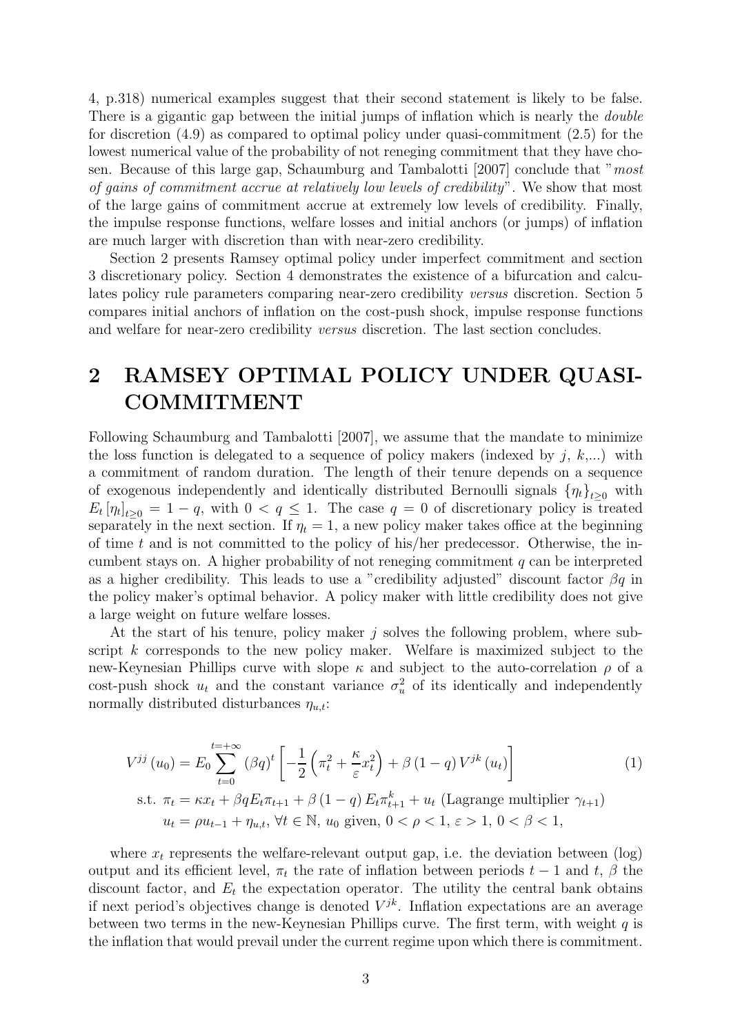4, p.318) numerical examples suggest that their second statement is likely to be false. There is a gigantic gap between the initial jumps of inflation which is nearly the *double* for discretion (4.9) as compared to optimal policy under quasi-commitment (2.5) for the lowest numerical value of the probability of not reneging commitment that they have chosen. Because of this large gap, Schaumburg and Tambalotti [2007] conclude that "*most of gains of commitment accrue at relatively low levels of credibility*". We show that most of the large gains of commitment accrue at extremely low levels of credibility. Finally, the impulse response functions, welfare losses and initial anchors (or jumps) of inflation are much larger with discretion than with near-zero credibility.

Section 2 presents Ramsey optimal policy under imperfect commitment and section 3 discretionary policy. Section 4 demonstrates the existence of a bifurcation and calculates policy rule parameters comparing near-zero credibility *versus* discretion. Section 5 compares initial anchors of inflation on the cost-push shock, impulse response functions and welfare for near-zero credibility *versus* discretion. The last section concludes.

## 2 RAMSEY OPTIMAL POLICY UNDER QUASI-COMMITMENT

Following Schaumburg and Tambalotti [2007], we assume that the mandate to minimize the loss function is delegated to a sequence of policy makers (indexed by $j$, $k$,...) with a commitment of random duration. The length of their tenure depends on a sequence of exogenous independently and identically distributed Bernoulli signals $\{\eta_t\}_{t\geq 0}$ with $E_t[\eta_t]_{t\geq 0} = 1-q$, with $0 < q \leq 1$. The case $q = 0$ of discretionary policy is treated separately in the next section. If $\eta_t = 1$, a new policy maker takes office at the beginning of time $t$ and is not committed to the policy of his/her predecessor. Otherwise, the incumbent stays on. A higher probability of not reneging commitment $q$ can be interpreted as a higher credibility. This leads to use a "credibility adjusted" discount factor $\beta q$ in the policy maker's optimal behavior. A policy maker with little credibility does not give a large weight on future welfare losses.

At the start of his tenure, policy maker $j$ solves the following problem, where subscript $k$ corresponds to the new policy maker. Welfare is maximized subject to the new-Keynesian Phillips curve with slope $\kappa$ and subject to the auto-correlation $\rho$ of a cost-push shock $u_t$ and the constant variance $\sigma_u^2$ of its identically and independently normally distributed disturbances $\eta_{u,t}$:

$$V^{jj}(u_0) = E_0 \sum_{t=0}^{t=+\infty} (\beta q)^t \left[ -\frac{1}{2}\left(\pi_t^2 + \frac{\kappa}{\varepsilon}x_t^2\right) + \beta(1-q)V^{jk}(u_t)\right] \tag{1}$$

$$\text{s.t. } \pi_t = \kappa x_t + \beta q E_t\pi_{t+1} + \beta(1-q)E_t\pi_{t+1}^k + u_t \text{ (Lagrange multiplier } \gamma_{t+1})$$

$$u_t = \rho u_{t-1} + \eta_{u,t},\ \forall t \in \mathbb{N},\ u_0 \text{ given},\ 0 < \rho < 1,\ \varepsilon > 1,\ 0 < \beta < 1,$$

where $x_t$ represents the welfare-relevant output gap, i.e. the deviation between (log) output and its efficient level, $\pi_t$ the rate of inflation between periods $t-1$ and $t$, $\beta$ the discount factor, and $E_t$ the expectation operator. The utility the central bank obtains if next period's objectives change is denoted $V^{jk}$. Inflation expectations are an average between two terms in the new-Keynesian Phillips curve. The first term, with weight $q$ is the inflation that would prevail under the current regime upon which there is commitment.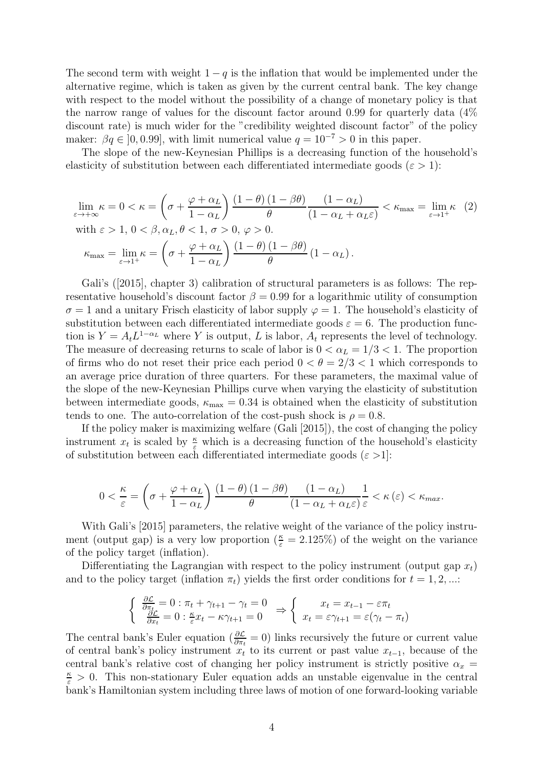The second term with weight $1-q$ is the inflation that would be implemented under the alternative regime, which is taken as given by the current central bank. The key change with respect to the model without the possibility of a change of monetary policy is that the narrow range of values for the discount factor around 0.99 for quarterly data (4% discount rate) is much wider for the "credibility weighted discount factor" of the policy maker: $\beta q \in ]0, 0.99]$, with limit numerical value $q = 10^{-7} > 0$ in this paper.

The slope of the new-Keynesian Phillips is a decreasing function of the household's elasticity of substitution between each differentiated intermediate goods ($\varepsilon > 1$):

$$\lim_{\varepsilon \to +\infty} \kappa = 0 < \kappa = \left(\sigma + \frac{\varphi + \alpha_L}{1-\alpha_L}\right) \frac{(1-\theta)(1-\beta\theta)}{\theta} \frac{(1-\alpha_L)}{(1-\alpha_L+\alpha_L\varepsilon)} < \kappa_{\max} = \lim_{\varepsilon \to 1^+} \kappa \quad (2)$$

with $\varepsilon > 1$, $0 < \beta, \alpha_L, \theta < 1$, $\sigma > 0$, $\varphi > 0$.

$$\kappa_{\max} = \lim_{\varepsilon \to 1^+} \kappa = \left(\sigma + \frac{\varphi + \alpha_L}{1-\alpha_L}\right) \frac{(1-\theta)(1-\beta\theta)}{\theta} (1-\alpha_L).$$

Gali's ([2015], chapter 3) calibration of structural parameters is as follows: The representative household's discount factor $\beta = 0.99$ for a logarithmic utility of consumption $\sigma = 1$ and a unitary Frisch elasticity of labor supply $\varphi = 1$. The household's elasticity of substitution between each differentiated intermediate goods $\varepsilon = 6$. The production function is $Y = A_t L^{1-\alpha_L}$ where $Y$ is output, $L$ is labor, $A_t$ represents the level of technology. The measure of decreasing returns to scale of labor is $0 < \alpha_L = 1/3 < 1$. The proportion of firms who do not reset their price each period $0 < \theta = 2/3 < 1$ which corresponds to an average price duration of three quarters. For these parameters, the maximal value of the slope of the new-Keynesian Phillips curve when varying the elasticity of substitution between intermediate goods, $\kappa_{\max} = 0.34$ is obtained when the elasticity of substitution tends to one. The auto-correlation of the cost-push shock is $\rho = 0.8$.

If the policy maker is maximizing welfare (Gali [2015]), the cost of changing the policy instrument $x_t$ is scaled by $\frac{\kappa}{\varepsilon}$ which is a decreasing function of the household's elasticity of substitution between each differentiated intermediate goods ($\varepsilon > 1$]:

$$0 < \frac{\kappa}{\varepsilon} = \left(\sigma + \frac{\varphi + \alpha_L}{1-\alpha_L}\right) \frac{(1-\theta)(1-\beta\theta)}{\theta} \frac{(1-\alpha_L)}{(1-\alpha_L+\alpha_L\varepsilon)} \frac{1}{\varepsilon} < \kappa(\varepsilon) < \kappa_{max}.$$

With Gali's [2015] parameters, the relative weight of the variance of the policy instrument (output gap) is a very low proportion ($\frac{\kappa}{\varepsilon} = 2.125\%$) of the weight on the variance of the policy target (inflation).

Differentiating the Lagrangian with respect to the policy instrument (output gap $x_t$) and to the policy target (inflation $\pi_t$) yields the first order conditions for $t = 1, 2, ...$:

$$\begin{cases} \frac{\partial \mathcal{L}}{\partial \pi_t} = 0 : \pi_t + \gamma_{t+1} - \gamma_t = 0 \\ \frac{\partial \mathcal{L}}{\partial x_t} = 0 : \frac{\kappa}{\varepsilon} x_t - \kappa \gamma_{t+1} = 0 \end{cases} \Rightarrow \begin{cases} x_t = x_{t-1} - \varepsilon \pi_t \\ x_t = \varepsilon \gamma_{t+1} = \varepsilon(\gamma_t - \pi_t) \end{cases}$$

The central bank's Euler equation ($\frac{\partial \mathcal{L}}{\partial \pi_t} = 0$) links recursively the future or current value of central bank's policy instrument $x_t$ to its current or past value $x_{t-1}$, because of the central bank's relative cost of changing her policy instrument is strictly positive $\alpha_x = \frac{\kappa}{\varepsilon} > 0$. This non-stationary Euler equation adds an unstable eigenvalue in the central bank's Hamiltonian system including three laws of motion of one forward-looking variable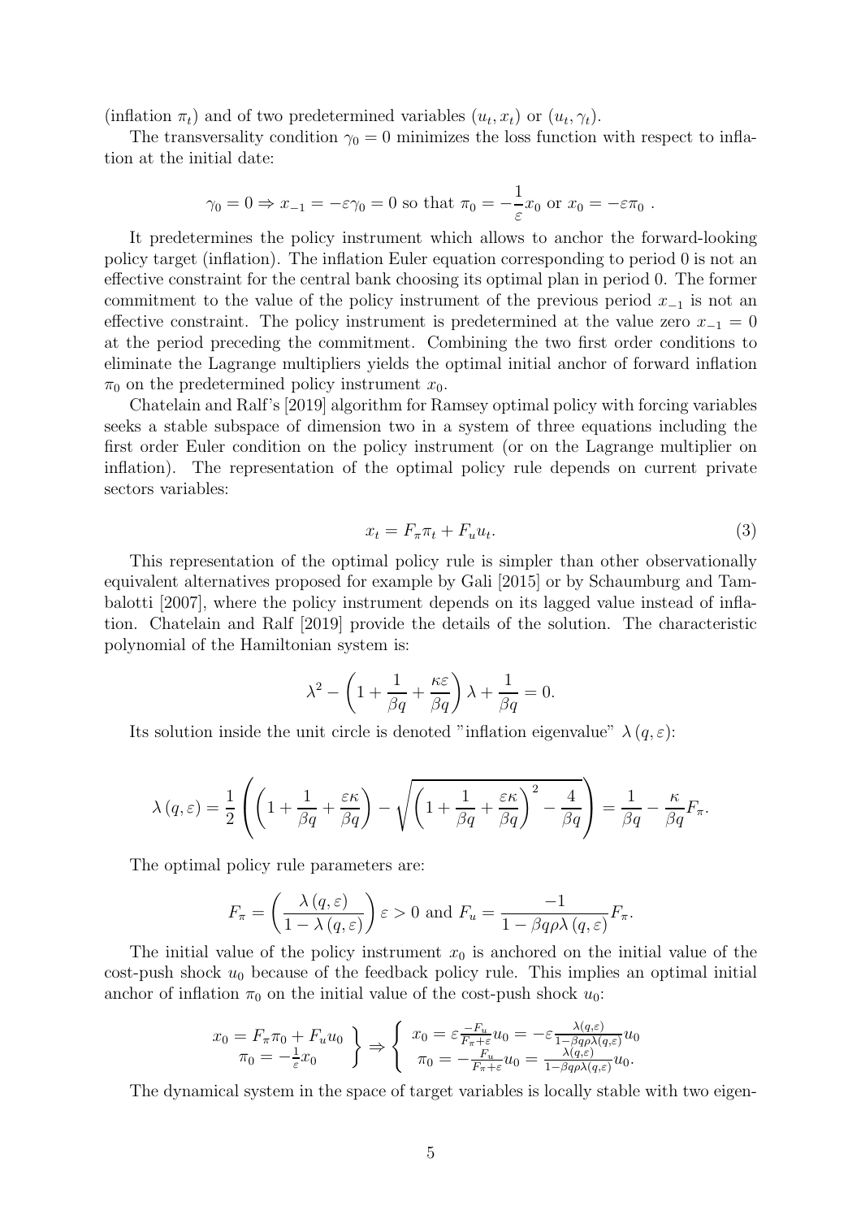(inflation $\pi_t$) and of two predetermined variables $(u_t, x_t)$ or $(u_t, \gamma_t)$.

The transversality condition $\gamma_0 = 0$ minimizes the loss function with respect to inflation at the initial date:

$$\gamma_0 = 0 \Rightarrow x_{-1} = -\varepsilon\gamma_0 = 0 \text{ so that } \pi_0 = -\frac{1}{\varepsilon}x_0 \text{ or } x_0 = -\varepsilon\pi_0 \ .$$

It predetermines the policy instrument which allows to anchor the forward-looking policy target (inflation). The inflation Euler equation corresponding to period 0 is not an effective constraint for the central bank choosing its optimal plan in period 0. The former commitment to the value of the policy instrument of the previous period $x_{-1}$ is not an effective constraint. The policy instrument is predetermined at the value zero $x_{-1} = 0$ at the period preceding the commitment. Combining the two first order conditions to eliminate the Lagrange multipliers yields the optimal initial anchor of forward inflation $\pi_0$ on the predetermined policy instrument $x_0$.

Chatelain and Ralf's [2019] algorithm for Ramsey optimal policy with forcing variables seeks a stable subspace of dimension two in a system of three equations including the first order Euler condition on the policy instrument (or on the Lagrange multiplier on inflation). The representation of the optimal policy rule depends on current private sectors variables:

$$x_t = F_\pi \pi_t + F_u u_t. \tag{3}$$

This representation of the optimal policy rule is simpler than other observationally equivalent alternatives proposed for example by Gali [2015] or by Schaumburg and Tambalotti [2007], where the policy instrument depends on its lagged value instead of inflation. Chatelain and Ralf [2019] provide the details of the solution. The characteristic polynomial of the Hamiltonian system is:

$$\lambda^2 - \left(1 + \frac{1}{\beta q} + \frac{\kappa\varepsilon}{\beta q}\right)\lambda + \frac{1}{\beta q} = 0.$$

Its solution inside the unit circle is denoted "inflation eigenvalue" $\lambda(q, \varepsilon)$:

$$\lambda(q,\varepsilon) = \frac{1}{2}\left(\left(1 + \frac{1}{\beta q} + \frac{\varepsilon\kappa}{\beta q}\right) - \sqrt{\left(1 + \frac{1}{\beta q} + \frac{\varepsilon\kappa}{\beta q}\right)^2 - \frac{4}{\beta q}}\right) = \frac{1}{\beta q} - \frac{\kappa}{\beta q}F_\pi.$$

The optimal policy rule parameters are:

$$F_\pi = \left(\frac{\lambda(q,\varepsilon)}{1 - \lambda(q,\varepsilon)}\right)\varepsilon > 0 \text{ and } F_u = \frac{-1}{1 - \beta q \rho \lambda(q,\varepsilon)}F_\pi.$$

The initial value of the policy instrument $x_0$ is anchored on the initial value of the cost-push shock $u_0$ because of the feedback policy rule. This implies an optimal initial anchor of inflation $\pi_0$ on the initial value of the cost-push shock $u_0$:

$$\left.\begin{array}{c} x_0 = F_\pi \pi_0 + F_u u_0 \\ \pi_0 = -\frac{1}{\varepsilon}x_0 \end{array}\right\} \Rightarrow \left\{\begin{array}{c} x_0 = \varepsilon\frac{-F_u}{F_\pi + \varepsilon}u_0 = -\varepsilon\frac{\lambda(q,\varepsilon)}{1 - \beta q \rho \lambda(q,\varepsilon)}u_0 \\ \pi_0 = -\frac{F_u}{F_\pi + \varepsilon}u_0 = \frac{\lambda(q,\varepsilon)}{1 - \beta q \rho \lambda(q,\varepsilon)}u_0. \end{array}\right.$$

The dynamical system in the space of target variables is locally stable with two eigen-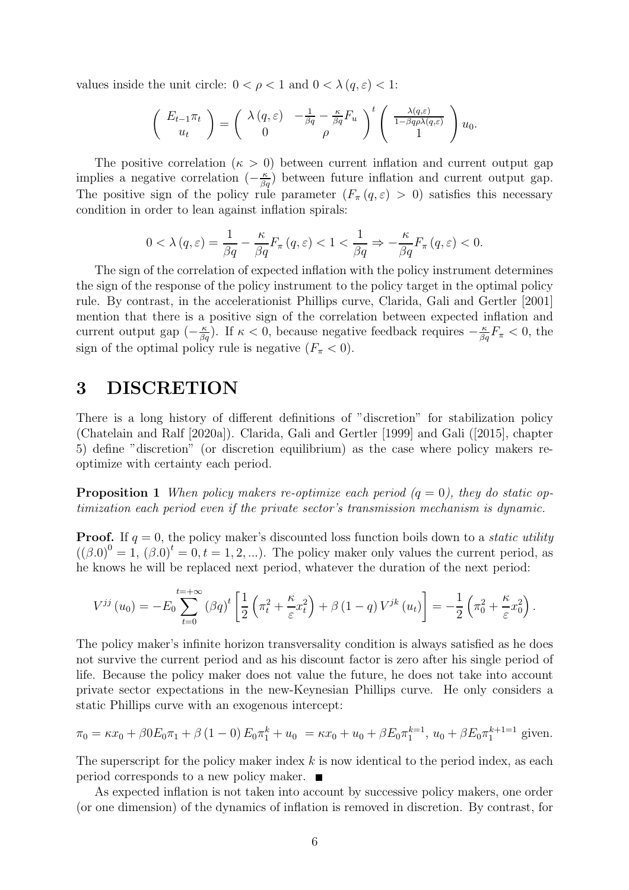values inside the unit circle: $0 < \rho < 1$ and $0 < \lambda(q, \varepsilon) < 1$:

$$\begin{pmatrix} E_{t-1}\pi_t \\ u_t \end{pmatrix} = \begin{pmatrix} \lambda(q,\varepsilon) & -\frac{1}{\beta q} - \frac{\kappa}{\beta q}F_u \\ 0 & \rho \end{pmatrix}^t \begin{pmatrix} \frac{\lambda(q,\varepsilon)}{1-\beta q\rho\lambda(q,\varepsilon)} \\ 1 \end{pmatrix} u_0.$$

The positive correlation ($\kappa > 0$) between current inflation and current output gap implies a negative correlation ($-\frac{\kappa}{\beta q}$) between future inflation and current output gap. The positive sign of the policy rule parameter ($F_\pi(q,\varepsilon) > 0$) satisfies this necessary condition in order to lean against inflation spirals:

$$0 < \lambda(q,\varepsilon) = \frac{1}{\beta q} - \frac{\kappa}{\beta q}F_\pi(q,\varepsilon) < 1 < \frac{1}{\beta q} \Rightarrow -\frac{\kappa}{\beta q}F_\pi(q,\varepsilon) < 0.$$

The sign of the correlation of expected inflation with the policy instrument determines the sign of the response of the policy instrument to the policy target in the optimal policy rule. By contrast, in the accelerationist Phillips curve, Clarida, Gali and Gertler [2001] mention that there is a positive sign of the correlation between expected inflation and current output gap ($-\frac{\kappa}{\beta q}$). If $\kappa < 0$, because negative feedback requires $-\frac{\kappa}{\beta q}F_\pi < 0$, the sign of the optimal policy rule is negative ($F_\pi < 0$).

# 3 DISCRETION

There is a long history of different definitions of "discretion" for stabilization policy (Chatelain and Ralf [2020a]). Clarida, Gali and Gertler [1999] and Gali ([2015], chapter 5) define "discretion" (or discretion equilibrium) as the case where policy makers re-optimize with certainty each period.

**Proposition 1** *When policy makers re-optimize each period ($q = 0$), they do static optimization each period even if the private sector's transmission mechanism is dynamic.*

**Proof.** If $q = 0$, the policy maker's discounted loss function boils down to a *static utility* ($(\beta.0)^0 = 1$, $(\beta.0)^t = 0, t = 1, 2, ...$). The policy maker only values the current period, as he knows he will be replaced next period, whatever the duration of the next period:

$$V^{jj}(u_0) = -E_0 \sum_{t=0}^{t=+\infty} (\beta q)^t \left[\frac{1}{2}\left(\pi_t^2 + \frac{\kappa}{\varepsilon}x_t^2\right) + \beta(1-q)V^{jk}(u_t)\right] = -\frac{1}{2}\left(\pi_0^2 + \frac{\kappa}{\varepsilon}x_0^2\right).$$

The policy maker's infinite horizon transversality condition is always satisfied as he does not survive the current period and as his discount factor is zero after his single period of life. Because the policy maker does not value the future, he does not take into account private sector expectations in the new-Keynesian Phillips curve. He only considers a static Phillips curve with an exogenous intercept:

$$\pi_0 = \kappa x_0 + \beta 0 E_0\pi_1 + \beta(1-0)E_0\pi_1^k + u_0 = \kappa x_0 + u_0 + \beta E_0\pi_1^{k=1},\ u_0 + \beta E_0\pi_1^{k+1=1} \text{ given.}$$

The superscript for the policy maker index $k$ is now identical to the period index, as each period corresponds to a new policy maker. ■

As expected inflation is not taken into account by successive policy makers, one order (or one dimension) of the dynamics of inflation is removed in discretion. By contrast, for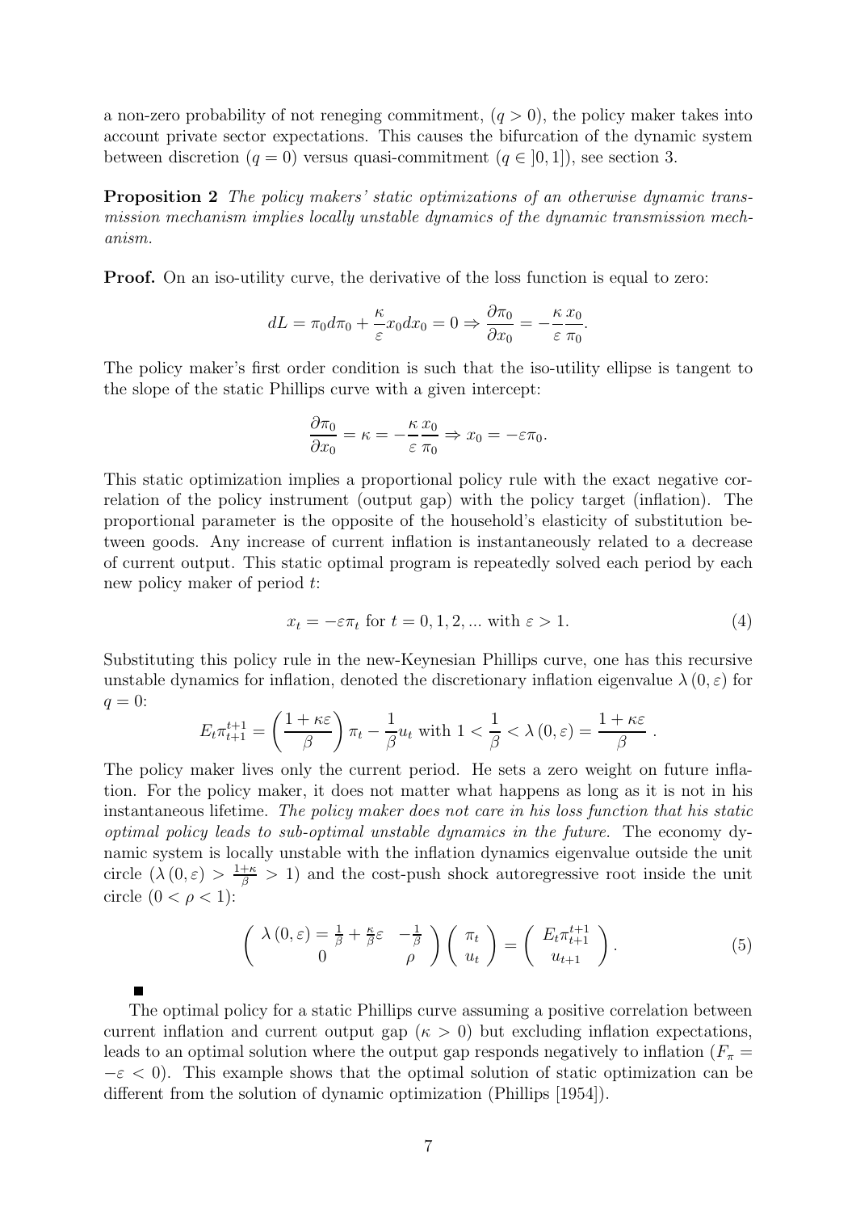a non-zero probability of not reneging commitment, $(q > 0)$, the policy maker takes into account private sector expectations. This causes the bifurcation of the dynamic system between discretion $(q = 0)$ versus quasi-commitment $(q \in ]0, 1])$, see section 3.

**Proposition 2** *The policy makers' static optimizations of an otherwise dynamic transmission mechanism implies locally unstable dynamics of the dynamic transmission mechanism.*

**Proof.** On an iso-utility curve, the derivative of the loss function is equal to zero:

$$dL = \pi_0 d\pi_0 + \frac{\kappa}{\varepsilon} x_0 dx_0 = 0 \Rightarrow \frac{\partial \pi_0}{\partial x_0} = -\frac{\kappa}{\varepsilon} \frac{x_0}{\pi_0}.$$

The policy maker's first order condition is such that the iso-utility ellipse is tangent to the slope of the static Phillips curve with a given intercept:

$$\frac{\partial \pi_0}{\partial x_0} = \kappa = -\frac{\kappa}{\varepsilon} \frac{x_0}{\pi_0} \Rightarrow x_0 = -\varepsilon \pi_0.$$

This static optimization implies a proportional policy rule with the exact negative correlation of the policy instrument (output gap) with the policy target (inflation). The proportional parameter is the opposite of the household's elasticity of substitution between goods. Any increase of current inflation is instantaneously related to a decrease of current output. This static optimal program is repeatedly solved each period by each new policy maker of period $t$:

$$x_t = -\varepsilon \pi_t \text{ for } t = 0, 1, 2, \ldots \text{ with } \varepsilon > 1. \tag{4}$$

Substituting this policy rule in the new-Keynesian Phillips curve, one has this recursive unstable dynamics for inflation, denoted the discretionary inflation eigenvalue $\lambda(0, \varepsilon)$ for $q = 0$:

$$E_t \pi_{t+1}^{t+1} = \left( \frac{1 + \kappa \varepsilon}{\beta} \right) \pi_t - \frac{1}{\beta} u_t \text{ with } 1 < \frac{1}{\beta} < \lambda(0, \varepsilon) = \frac{1 + \kappa \varepsilon}{\beta}.$$

The policy maker lives only the current period. He sets a zero weight on future inflation. For the policy maker, it does not matter what happens as long as it is not in his instantaneous lifetime. *The policy maker does not care in his loss function that his static optimal policy leads to sub-optimal unstable dynamics in the future.* The economy dynamic system is locally unstable with the inflation dynamics eigenvalue outside the unit circle $\left(\lambda(0, \varepsilon) > \frac{1+\kappa}{\beta} > 1\right)$ and the cost-push shock autoregressive root inside the unit circle $(0 < \rho < 1)$:

$$\begin{pmatrix} \lambda(0, \varepsilon) = \frac{1}{\beta} + \frac{\kappa}{\beta} \varepsilon & -\frac{1}{\beta} \\ 0 & \rho \end{pmatrix} \begin{pmatrix} \pi_t \\ u_t \end{pmatrix} = \begin{pmatrix} E_t \pi_{t+1}^{t+1} \\ u_{t+1} \end{pmatrix}. \tag{5}$$

■

The optimal policy for a static Phillips curve assuming a positive correlation between current inflation and current output gap $(\kappa > 0)$ but excluding inflation expectations, leads to an optimal solution where the output gap responds negatively to inflation $(F_\pi = -\varepsilon < 0)$. This example shows that the optimal solution of static optimization can be different from the solution of dynamic optimization (Phillips [1954]).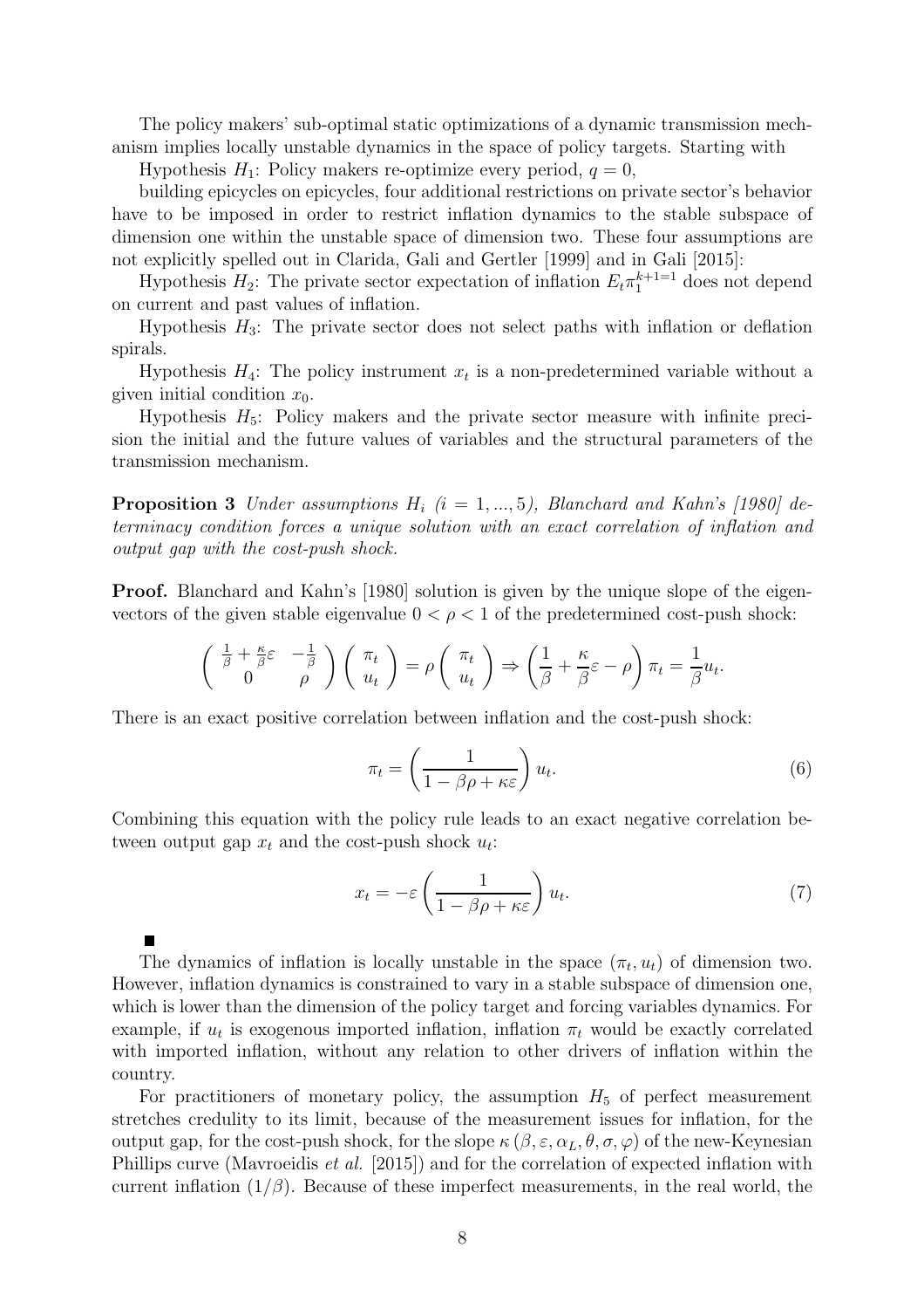The policy makers' sub-optimal static optimizations of a dynamic transmission mechanism implies locally unstable dynamics in the space of policy targets. Starting with

Hypothesis $H_1$: Policy makers re-optimize every period, $q = 0$,

building epicycles on epicycles, four additional restrictions on private sector's behavior have to be imposed in order to restrict inflation dynamics to the stable subspace of dimension one within the unstable space of dimension two. These four assumptions are not explicitly spelled out in Clarida, Gali and Gertler [1999] and in Gali [2015]:

Hypothesis $H_2$: The private sector expectation of inflation $E_t \pi_1^{k+1=1}$ does not depend on current and past values of inflation.

Hypothesis $H_3$: The private sector does not select paths with inflation or deflation spirals.

Hypothesis $H_4$: The policy instrument $x_t$ is a non-predetermined variable without a given initial condition $x_0$.

Hypothesis $H_5$: Policy makers and the private sector measure with infinite precision the initial and the future values of variables and the structural parameters of the transmission mechanism.

**Proposition 3** *Under assumptions $H_i$ ($i = 1, ..., 5$), Blanchard and Kahn's [1980] determinacy condition forces a unique solution with an exact correlation of inflation and output gap with the cost-push shock.*

**Proof.** Blanchard and Kahn's [1980] solution is given by the unique slope of the eigenvectors of the given stable eigenvalue $0 < \rho < 1$ of the predetermined cost-push shock:

$$\begin{pmatrix} \frac{1}{\beta} + \frac{\kappa}{\beta}\varepsilon & -\frac{1}{\beta} \\ 0 & \rho \end{pmatrix} \begin{pmatrix} \pi_t \\ u_t \end{pmatrix} = \rho \begin{pmatrix} \pi_t \\ u_t \end{pmatrix} \Rightarrow \left( \frac{1}{\beta} + \frac{\kappa}{\beta}\varepsilon - \rho \right) \pi_t = \frac{1}{\beta} u_t.$$

There is an exact positive correlation between inflation and the cost-push shock:

$$\pi_t = \left( \frac{1}{1 - \beta\rho + \kappa\varepsilon} \right) u_t. \tag{6}$$

Combining this equation with the policy rule leads to an exact negative correlation between output gap $x_t$ and the cost-push shock $u_t$:

$$x_t = -\varepsilon \left( \frac{1}{1 - \beta\rho + \kappa\varepsilon} \right) u_t. \tag{7}$$

■

The dynamics of inflation is locally unstable in the space $(\pi_t, u_t)$ of dimension two. However, inflation dynamics is constrained to vary in a stable subspace of dimension one, which is lower than the dimension of the policy target and forcing variables dynamics. For example, if $u_t$ is exogenous imported inflation, inflation $\pi_t$ would be exactly correlated with imported inflation, without any relation to other drivers of inflation within the country.

For practitioners of monetary policy, the assumption $H_5$ of perfect measurement stretches credulity to its limit, because of the measurement issues for inflation, for the output gap, for the cost-push shock, for the slope $\kappa(\beta, \varepsilon, \alpha_L, \theta, \sigma, \varphi)$ of the new-Keynesian Phillips curve (Mavroeidis *et al.* [2015]) and for the correlation of expected inflation with current inflation $(1/\beta)$. Because of these imperfect measurements, in the real world, the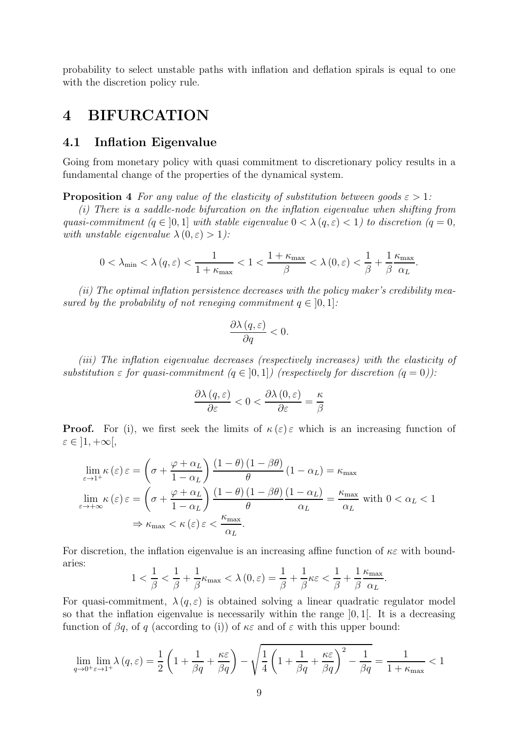probability to select unstable paths with inflation and deflation spirals is equal to one with the discretion policy rule.

# 4 BIFURCATION

## 4.1 Inflation Eigenvalue

Going from monetary policy with quasi commitment to discretionary policy results in a fundamental change of the properties of the dynamical system.

**Proposition 4** *For any value of the elasticity of substitution between goods $\varepsilon > 1$:*

*(i) There is a saddle-node bifurcation on the inflation eigenvalue when shifting from quasi-commitment ($q \in ]0,1]$ with stable eigenvalue $0 < \lambda(q,\varepsilon) < 1$) to discretion ($q = 0$, with unstable eigenvalue $\lambda(0,\varepsilon) > 1$):*

$$0 < \lambda_{\min} < \lambda(q,\varepsilon) < \frac{1}{1+\kappa_{\max}} < 1 < \frac{1+\kappa_{\max}}{\beta} < \lambda(0,\varepsilon) < \frac{1}{\beta} + \frac{1}{\beta}\frac{\kappa_{\max}}{\alpha_L}.$$

*(ii) The optimal inflation persistence decreases with the policy maker's credibility measured by the probability of not reneging commitment $q \in ]0,1]$:*

$$\frac{\partial \lambda(q,\varepsilon)}{\partial q} < 0.$$

*(iii) The inflation eigenvalue decreases (respectively increases) with the elasticity of substitution $\varepsilon$ for quasi-commitment ($q \in ]0,1]$) (respectively for discretion ($q = 0$)):*

$$\frac{\partial \lambda(q,\varepsilon)}{\partial \varepsilon} < 0 < \frac{\partial \lambda(0,\varepsilon)}{\partial \varepsilon} = \frac{\kappa}{\beta}$$

**Proof.** For (i), we first seek the limits of $\kappa(\varepsilon)\varepsilon$ which is an increasing function of $\varepsilon \in ]1,+\infty[$,

$$\lim_{\varepsilon \to 1^+} \kappa(\varepsilon)\varepsilon = \left(\sigma + \frac{\varphi + \alpha_L}{1-\alpha_L}\right)\frac{(1-\theta)(1-\beta\theta)}{\theta}(1-\alpha_L) = \kappa_{\max}$$

$$\lim_{\varepsilon \to +\infty} \kappa(\varepsilon)\varepsilon = \left(\sigma + \frac{\varphi + \alpha_L}{1-\alpha_L}\right)\frac{(1-\theta)(1-\beta\theta)}{\theta}\frac{(1-\alpha_L)}{\alpha_L} = \frac{\kappa_{\max}}{\alpha_L} \text{ with } 0 < \alpha_L < 1$$

$$\Rightarrow \kappa_{\max} < \kappa(\varepsilon)\varepsilon < \frac{\kappa_{\max}}{\alpha_L}.$$

For discretion, the inflation eigenvalue is an increasing affine function of $\kappa\varepsilon$ with boundaries:

$$1 < \frac{1}{\beta} < \frac{1}{\beta} + \frac{1}{\beta}\kappa_{\max} < \lambda(0,\varepsilon) = \frac{1}{\beta} + \frac{1}{\beta}\kappa\varepsilon < \frac{1}{\beta} + \frac{1}{\beta}\frac{\kappa_{\max}}{\alpha_L}.$$

For quasi-commitment, $\lambda(q,\varepsilon)$ is obtained solving a linear quadratic regulator model so that the inflation eigenvalue is necessarily within the range $]0,1[$. It is a decreasing function of $\beta q$, of $q$ (according to (i)) of $\kappa\varepsilon$ and of $\varepsilon$ with this upper bound:

$$\lim_{q \to 0^+}\lim_{\varepsilon \to 1^+} \lambda(q,\varepsilon) = \frac{1}{2}\left(1 + \frac{1}{\beta q} + \frac{\kappa\varepsilon}{\beta q}\right) - \sqrt{\frac{1}{4}\left(1 + \frac{1}{\beta q} + \frac{\kappa\varepsilon}{\beta q}\right)^2 - \frac{1}{\beta q}} = \frac{1}{1+\kappa_{\max}} < 1$$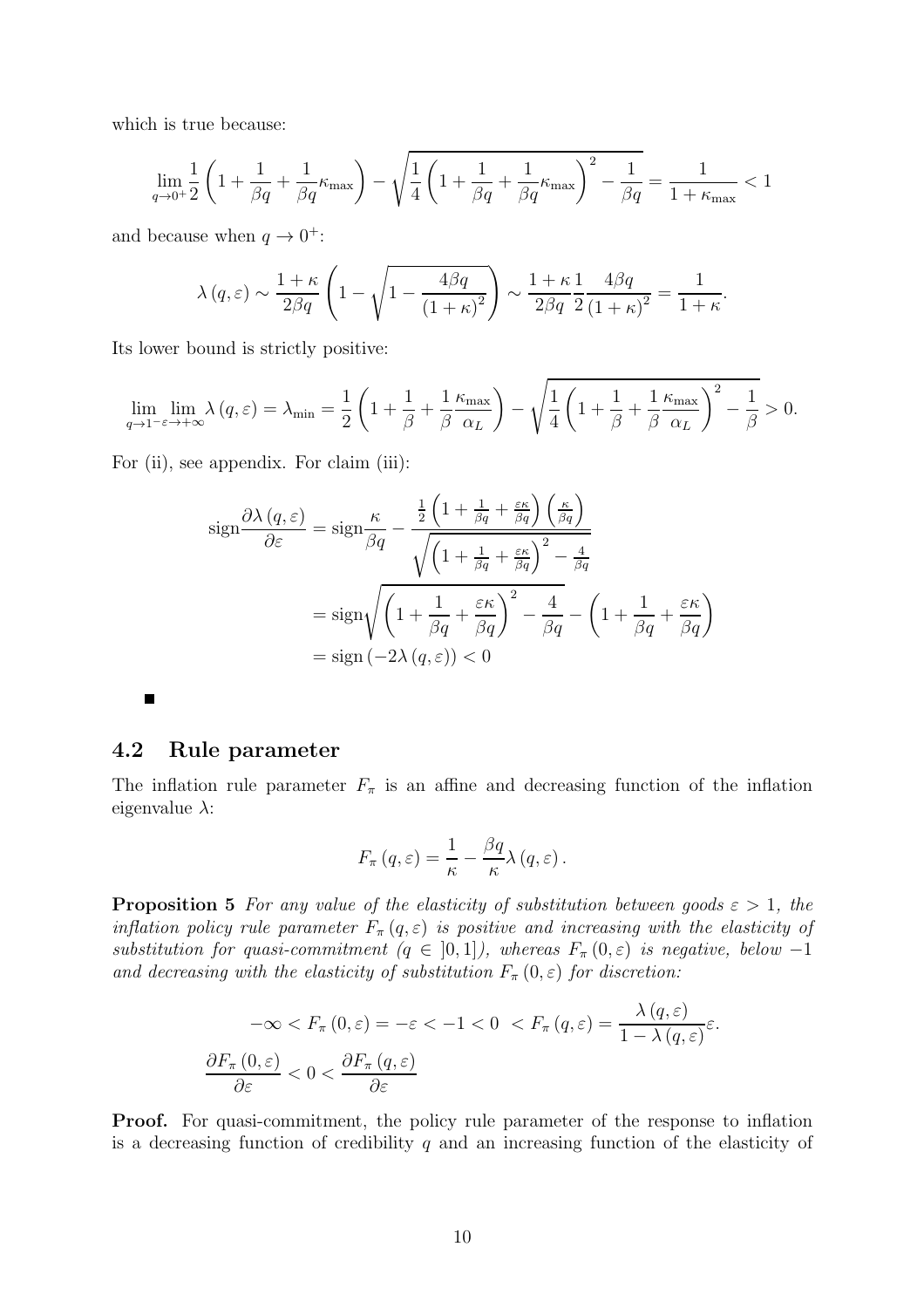which is true because:

$$\lim_{q\to 0^+}\frac{1}{2}\left(1+\frac{1}{\beta q}+\frac{1}{\beta q}\kappa_{\max}\right)-\sqrt{\frac{1}{4}\left(1+\frac{1}{\beta q}+\frac{1}{\beta q}\kappa_{\max}\right)^2-\frac{1}{\beta q}}=\frac{1}{1+\kappa_{\max}}<1$$

and because when $q\to 0^+$:

$$\lambda\left(q,\varepsilon\right)\sim\frac{1+\kappa}{2\beta q}\left(1-\sqrt{1-\frac{4\beta q}{\left(1+\kappa\right)^2}}\right)\sim\frac{1+\kappa}{2\beta q}\frac{1}{2}\frac{4\beta q}{\left(1+\kappa\right)^2}=\frac{1}{1+\kappa}.$$

Its lower bound is strictly positive:

$$\lim_{q\to 1^-}\lim_{\varepsilon\to+\infty}\lambda\left(q,\varepsilon\right)=\lambda_{\min}=\frac{1}{2}\left(1+\frac{1}{\beta}+\frac{1}{\beta}\frac{\kappa_{\max}}{\alpha_L}\right)-\sqrt{\frac{1}{4}\left(1+\frac{1}{\beta}+\frac{1}{\beta}\frac{\kappa_{\max}}{\alpha_L}\right)^2-\frac{1}{\beta}}>0.$$

For (ii), see appendix. For claim (iii):

$$\begin{aligned}
\text{sign}\frac{\partial\lambda\left(q,\varepsilon\right)}{\partial\varepsilon}&=\text{sign}\frac{\kappa}{\beta q}-\frac{\frac{1}{2}\left(1+\frac{1}{\beta q}+\frac{\varepsilon\kappa}{\beta q}\right)\left(\frac{\kappa}{\beta q}\right)}{\sqrt{\left(1+\frac{1}{\beta q}+\frac{\varepsilon\kappa}{\beta q}\right)^2-\frac{4}{\beta q}}}\\
&=\text{sign}\sqrt{\left(1+\frac{1}{\beta q}+\frac{\varepsilon\kappa}{\beta q}\right)^2-\frac{4}{\beta q}}-\left(1+\frac{1}{\beta q}+\frac{\varepsilon\kappa}{\beta q}\right)\\
&=\text{sign}\left(-2\lambda\left(q,\varepsilon\right)\right)<0
\end{aligned}$$

■

## 4.2 Rule parameter

The inflation rule parameter $F_\pi$ is an affine and decreasing function of the inflation eigenvalue $\lambda$:

$$F_\pi\left(q,\varepsilon\right)=\frac{1}{\kappa}-\frac{\beta q}{\kappa}\lambda\left(q,\varepsilon\right).$$

**Proposition 5** *For any value of the elasticity of substitution between goods $\varepsilon>1$, the inflation policy rule parameter $F_\pi\left(q,\varepsilon\right)$ is positive and increasing with the elasticity of substitution for quasi-commitment ($q\in\left]0,1\right]$), whereas $F_\pi\left(0,\varepsilon\right)$ is negative, below $-1$ and decreasing with the elasticity of substitution $F_\pi\left(0,\varepsilon\right)$ for discretion:*

$$-\infty<F_\pi\left(0,\varepsilon\right)=-\varepsilon<-1<0\ <F_\pi\left(q,\varepsilon\right)=\frac{\lambda\left(q,\varepsilon\right)}{1-\lambda\left(q,\varepsilon\right)}\varepsilon.$$

$$\frac{\partial F_\pi\left(0,\varepsilon\right)}{\partial\varepsilon}<0<\frac{\partial F_\pi\left(q,\varepsilon\right)}{\partial\varepsilon}$$

**Proof.** For quasi-commitment, the policy rule parameter of the response to inflation is a decreasing function of credibility $q$ and an increasing function of the elasticity of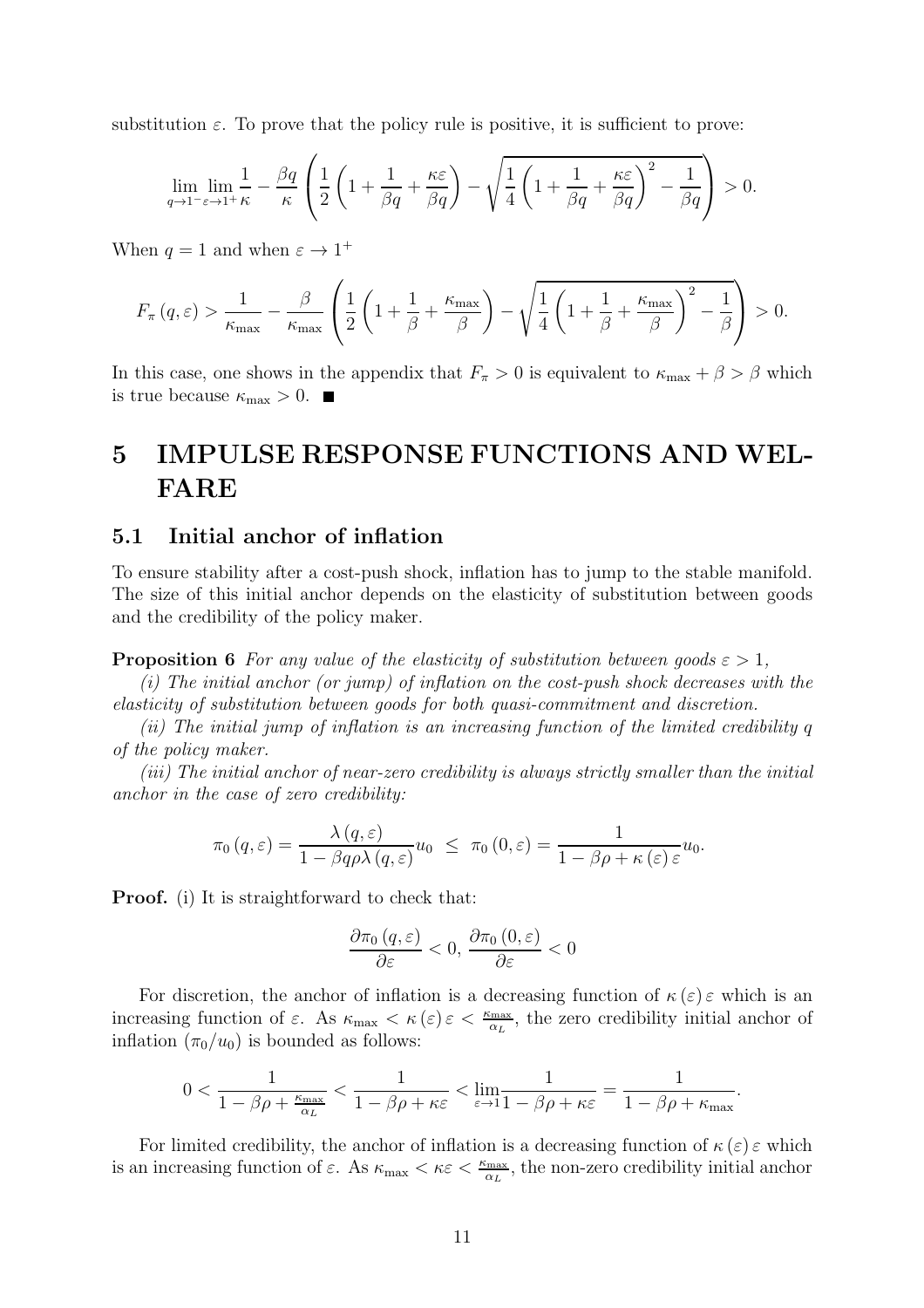substitution $\varepsilon$. To prove that the policy rule is positive, it is sufficient to prove:

$$\lim_{q\to 1^-}\lim_{\varepsilon\to 1^+}\frac{1}{\kappa}-\frac{\beta q}{\kappa}\left(\frac{1}{2}\left(1+\frac{1}{\beta q}+\frac{\kappa\varepsilon}{\beta q}\right)-\sqrt{\frac{1}{4}\left(1+\frac{1}{\beta q}+\frac{\kappa\varepsilon}{\beta q}\right)^2-\frac{1}{\beta q}}\right)>0.$$

When $q=1$ and when $\varepsilon\to 1^+$

$$F_\pi(q,\varepsilon)>\frac{1}{\kappa_{\max}}-\frac{\beta}{\kappa_{\max}}\left(\frac{1}{2}\left(1+\frac{1}{\beta}+\frac{\kappa_{\max}}{\beta}\right)-\sqrt{\frac{1}{4}\left(1+\frac{1}{\beta}+\frac{\kappa_{\max}}{\beta}\right)^2-\frac{1}{\beta}}\right)>0.$$

In this case, one shows in the appendix that $F_\pi>0$ is equivalent to $\kappa_{\max}+\beta>\beta$ which is true because $\kappa_{\max}>0$. ■

# 5 IMPULSE RESPONSE FUNCTIONS AND WELFARE

## 5.1 Initial anchor of inflation

To ensure stability after a cost-push shock, inflation has to jump to the stable manifold. The size of this initial anchor depends on the elasticity of substitution between goods and the credibility of the policy maker.

**Proposition 6** *For any value of the elasticity of substitution between goods $\varepsilon>1$,*

*(i) The initial anchor (or jump) of inflation on the cost-push shock decreases with the elasticity of substitution between goods for both quasi-commitment and discretion.*

*(ii) The initial jump of inflation is an increasing function of the limited credibility $q$ of the policy maker.*

*(iii) The initial anchor of near-zero credibility is always strictly smaller than the initial anchor in the case of zero credibility:*

$$\pi_0(q,\varepsilon)=\frac{\lambda(q,\varepsilon)}{1-\beta q\rho\lambda(q,\varepsilon)}u_0\ \le\ \pi_0(0,\varepsilon)=\frac{1}{1-\beta\rho+\kappa(\varepsilon)\varepsilon}u_0.$$

**Proof.** (i) It is straightforward to check that:

$$\frac{\partial\pi_0(q,\varepsilon)}{\partial\varepsilon}<0,\ \frac{\partial\pi_0(0,\varepsilon)}{\partial\varepsilon}<0$$

For discretion, the anchor of inflation is a decreasing function of $\kappa(\varepsilon)\varepsilon$ which is an increasing function of $\varepsilon$. As $\kappa_{\max}<\kappa(\varepsilon)\varepsilon<\frac{\kappa_{\max}}{\alpha_L}$, the zero credibility initial anchor of inflation $(\pi_0/u_0)$ is bounded as follows:

$$0<\frac{1}{1-\beta\rho+\frac{\kappa_{\max}}{\alpha_L}}<\frac{1}{1-\beta\rho+\kappa\varepsilon}<\lim_{\varepsilon\to 1}\frac{1}{1-\beta\rho+\kappa\varepsilon}=\frac{1}{1-\beta\rho+\kappa_{\max}}.$$

For limited credibility, the anchor of inflation is a decreasing function of $\kappa(\varepsilon)\varepsilon$ which is an increasing function of $\varepsilon$. As $\kappa_{\max}<\kappa\varepsilon<\frac{\kappa_{\max}}{\alpha_L}$, the non-zero credibility initial anchor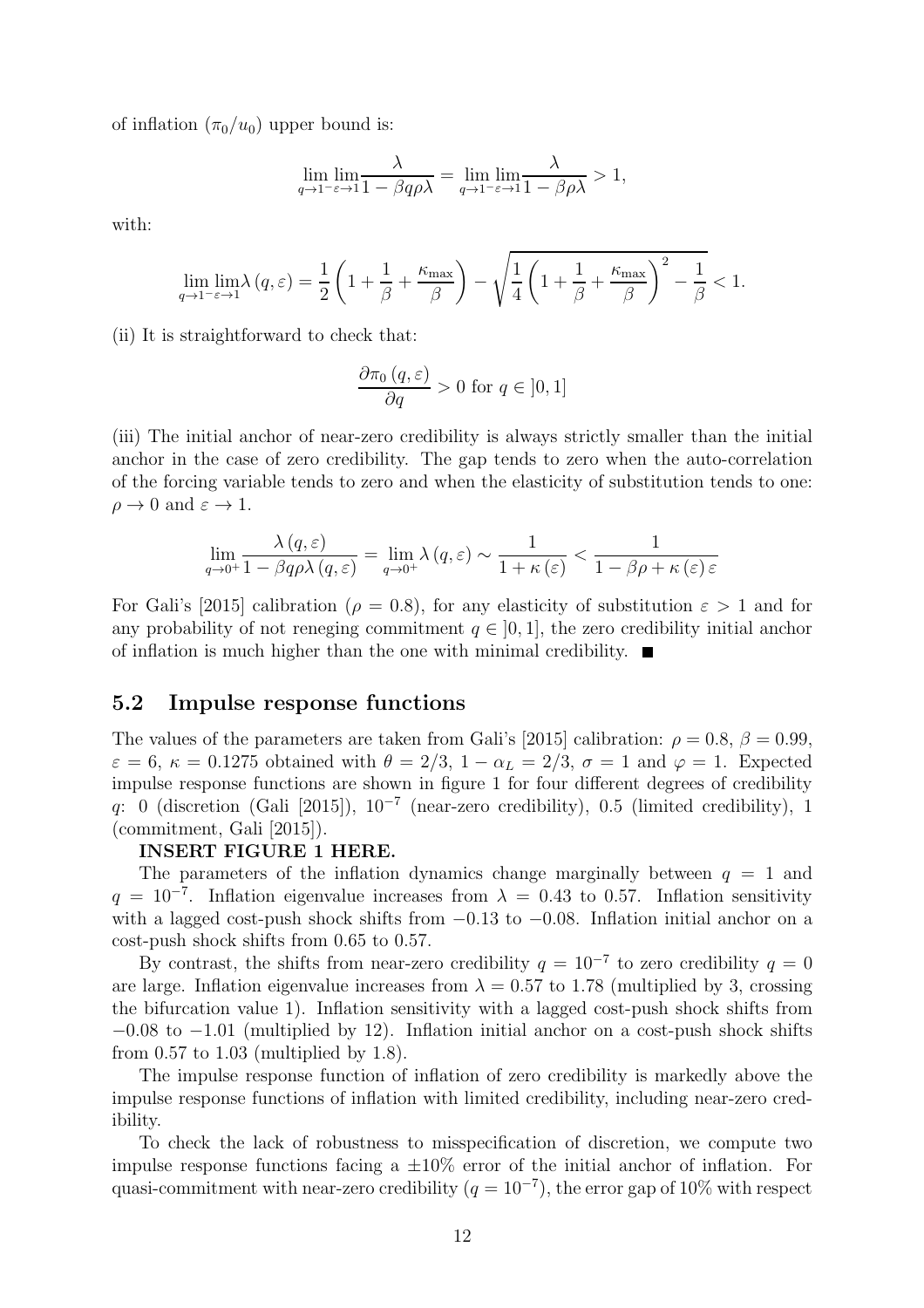of inflation $(\pi_0/u_0)$ upper bound is:

$$\lim_{q\to 1^-}\lim_{\varepsilon\to 1}\frac{\lambda}{1-\beta q\rho\lambda} = \lim_{q\to 1^-}\lim_{\varepsilon\to 1}\frac{\lambda}{1-\beta\rho\lambda} > 1,$$

with:

$$\lim_{q\to 1^-}\lim_{\varepsilon\to 1}\lambda\left(q,\varepsilon\right) = \frac{1}{2}\left(1+\frac{1}{\beta}+\frac{\kappa_{\max}}{\beta}\right) - \sqrt{\frac{1}{4}\left(1+\frac{1}{\beta}+\frac{\kappa_{\max}}{\beta}\right)^2 - \frac{1}{\beta}} < 1.$$

(ii) It is straightforward to check that:

$$\frac{\partial \pi_0\left(q,\varepsilon\right)}{\partial q} > 0 \text{ for } q \in \left]0,1\right]$$

(iii) The initial anchor of near-zero credibility is always strictly smaller than the initial anchor in the case of zero credibility. The gap tends to zero when the auto-correlation of the forcing variable tends to zero and when the elasticity of substitution tends to one: $\rho \to 0$ and $\varepsilon \to 1$.

$$\lim_{q\to 0^+}\frac{\lambda\left(q,\varepsilon\right)}{1-\beta q\rho\lambda\left(q,\varepsilon\right)} = \lim_{q\to 0^+}\lambda\left(q,\varepsilon\right) \sim \frac{1}{1+\kappa\left(\varepsilon\right)} < \frac{1}{1-\beta\rho+\kappa\left(\varepsilon\right)\varepsilon}$$

For Gali's [2015] calibration ($\rho = 0.8$), for any elasticity of substitution $\varepsilon > 1$ and for any probability of not reneging commitment $q \in \left]0,1\right]$, the zero credibility initial anchor of inflation is much higher than the one with minimal credibility. ■

## 5.2 Impulse response functions

The values of the parameters are taken from Gali's [2015] calibration: $\rho = 0.8$, $\beta = 0.99$, $\varepsilon = 6$, $\kappa = 0.1275$ obtained with $\theta = 2/3$, $1-\alpha_L = 2/3$, $\sigma = 1$ and $\varphi = 1$. Expected impulse response functions are shown in figure 1 for four different degrees of credibility $q$: 0 (discretion (Gali [2015]), $10^{-7}$ (near-zero credibility), 0.5 (limited credibility), 1 (commitment, Gali [2015]).

**INSERT FIGURE 1 HERE.**

The parameters of the inflation dynamics change marginally between $q = 1$ and $q = 10^{-7}$. Inflation eigenvalue increases from $\lambda = 0.43$ to 0.57. Inflation sensitivity with a lagged cost-push shock shifts from $-0.13$ to $-0.08$. Inflation initial anchor on a cost-push shock shifts from 0.65 to 0.57.

By contrast, the shifts from near-zero credibility $q = 10^{-7}$ to zero credibility $q = 0$ are large. Inflation eigenvalue increases from $\lambda = 0.57$ to 1.78 (multiplied by 3, crossing the bifurcation value 1). Inflation sensitivity with a lagged cost-push shock shifts from $-0.08$ to $-1.01$ (multiplied by 12). Inflation initial anchor on a cost-push shock shifts from 0.57 to 1.03 (multiplied by 1.8).

The impulse response function of inflation of zero credibility is markedly above the impulse response functions of inflation with limited credibility, including near-zero credibility.

To check the lack of robustness to misspecification of discretion, we compute two impulse response functions facing a $\pm 10\%$ error of the initial anchor of inflation. For quasi-commitment with near-zero credibility ($q = 10^{-7}$), the error gap of 10% with respect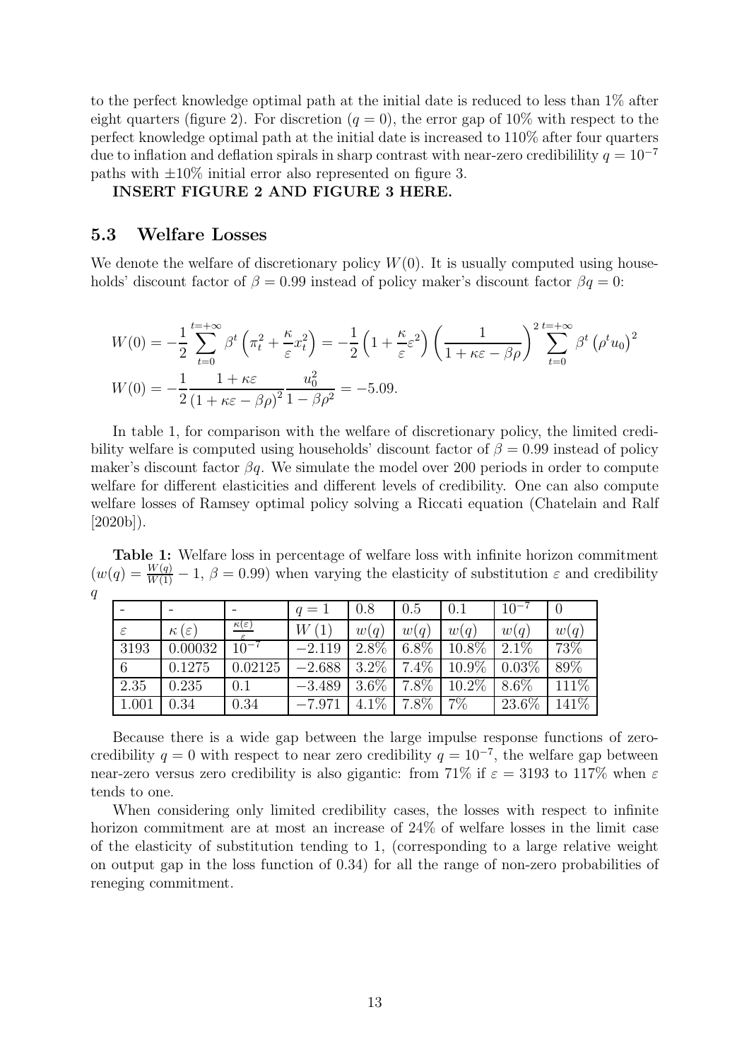to the perfect knowledge optimal path at the initial date is reduced to less than 1% after eight quarters (figure 2). For discretion ($q = 0$), the error gap of 10% with respect to the perfect knowledge optimal path at the initial date is increased to 110% after four quarters due to inflation and deflation spirals in sharp contrast with near-zero credibilility $q = 10^{-7}$ paths with $\pm 10\%$ initial error also represented on figure 3.

**INSERT FIGURE 2 AND FIGURE 3 HERE.**

## 5.3 Welfare Losses

We denote the welfare of discretionary policy $W(0)$. It is usually computed using households' discount factor of $\beta = 0.99$ instead of policy maker's discount factor $\beta q = 0$:

$$W(0) = -\frac{1}{2}\sum_{t=0}^{t=+\infty} \beta^t \left( \pi_t^2 + \frac{\kappa}{\varepsilon} x_t^2 \right) = -\frac{1}{2}\left(1 + \frac{\kappa}{\varepsilon}\varepsilon^2\right)\left(\frac{1}{1+\kappa\varepsilon - \beta\rho}\right)^2 \sum_{t=0}^{t=+\infty} \beta^t \left(\rho^t u_0\right)^2$$

$$W(0) = -\frac{1}{2}\frac{1+\kappa\varepsilon}{\left(1+\kappa\varepsilon - \beta\rho\right)^2}\frac{u_0^2}{1-\beta\rho^2} = -5.09.$$

In table 1, for comparison with the welfare of discretionary policy, the limited credibility welfare is computed using households' discount factor of $\beta = 0.99$ instead of policy maker's discount factor $\beta q$. We simulate the model over 200 periods in order to compute welfare for different elasticities and different levels of credibility. One can also compute welfare losses of Ramsey optimal policy solving a Riccati equation (Chatelain and Ralf [2020b]).

**Table 1:** Welfare loss in percentage of welfare loss with infinite horizon commitment $(w(q) = \frac{W(q)}{W(1)} - 1$, $\beta = 0.99)$ when varying the elasticity of substitution $\varepsilon$ and credibility $q$

| - | - | - | $q = 1$ | 0.8 | 0.5 | 0.1 | $10^{-7}$ | 0 |
|---|---|---|---|---|---|---|---|---|
| $\varepsilon$ | $\kappa(\varepsilon)$ | $\frac{\kappa(\varepsilon)}{\varepsilon}$ | $W(1)$ | $w(q)$ | $w(q)$ | $w(q)$ | $w(q)$ | $w(q)$ |
| 3193 | 0.00032 | $10^{-7}$ | $-2.119$ | 2.8% | 6.8% | 10.8% | 2.1% | 73% |
| 6 | 0.1275 | 0.02125 | $-2.688$ | 3.2% | 7.4% | 10.9% | 0.03% | 89% |
| 2.35 | 0.235 | 0.1 | $-3.489$ | 3.6% | 7.8% | 10.2% | 8.6% | 111% |
| 1.001 | 0.34 | 0.34 | $-7.971$ | 4.1% | 7.8% | 7% | 23.6% | 141% |

Because there is a wide gap between the large impulse response functions of zero-credibility $q = 0$ with respect to near zero credibility $q = 10^{-7}$, the welfare gap between near-zero versus zero credibility is also gigantic: from 71% if $\varepsilon = 3193$ to 117% when $\varepsilon$ tends to one.

When considering only limited credibility cases, the losses with respect to infinite horizon commitment are at most an increase of 24% of welfare losses in the limit case of the elasticity of substitution tending to 1, (corresponding to a large relative weight on output gap in the loss function of 0.34) for all the range of non-zero probabilities of reneging commitment.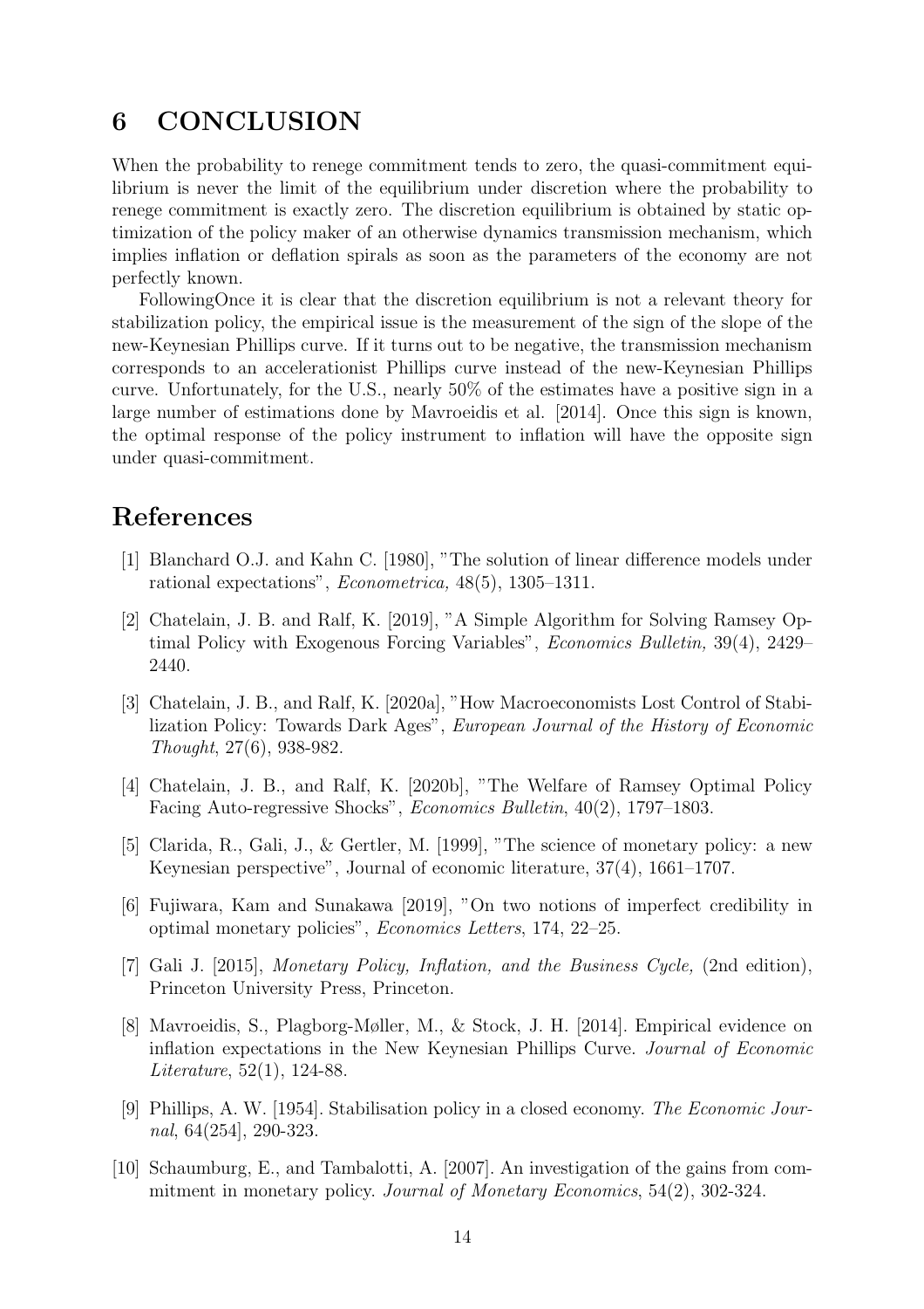# 6 CONCLUSION

When the probability to renege commitment tends to zero, the quasi-commitment equilibrium is never the limit of the equilibrium under discretion where the probability to renege commitment is exactly zero. The discretion equilibrium is obtained by static optimization of the policy maker of an otherwise dynamics transmission mechanism, which implies inflation or deflation spirals as soon as the parameters of the economy are not perfectly known.

FollowingOnce it is clear that the discretion equilibrium is not a relevant theory for stabilization policy, the empirical issue is the measurement of the sign of the slope of the new-Keynesian Phillips curve. If it turns out to be negative, the transmission mechanism corresponds to an accelerationist Phillips curve instead of the new-Keynesian Phillips curve. Unfortunately, for the U.S., nearly 50% of the estimates have a positive sign in a large number of estimations done by Mavroeidis et al. [2014]. Once this sign is known, the optimal response of the policy instrument to inflation will have the opposite sign under quasi-commitment.

# References

[1] Blanchard O.J. and Kahn C. [1980], "The solution of linear difference models under rational expectations", *Econometrica,* 48(5), 1305–1311.

[2] Chatelain, J. B. and Ralf, K. [2019], "A Simple Algorithm for Solving Ramsey Optimal Policy with Exogenous Forcing Variables", *Economics Bulletin,* 39(4), 2429–2440.

[3] Chatelain, J. B., and Ralf, K. [2020a], "How Macroeconomists Lost Control of Stabilization Policy: Towards Dark Ages", *European Journal of the History of Economic Thought*, 27(6), 938-982.

[4] Chatelain, J. B., and Ralf, K. [2020b], "The Welfare of Ramsey Optimal Policy Facing Auto-regressive Shocks", *Economics Bulletin*, 40(2), 1797–1803.

[5] Clarida, R., Gali, J., & Gertler, M. [1999], "The science of monetary policy: a new Keynesian perspective", Journal of economic literature, 37(4), 1661–1707.

[6] Fujiwara, Kam and Sunakawa [2019], "On two notions of imperfect credibility in optimal monetary policies", *Economics Letters*, 174, 22–25.

[7] Gali J. [2015], *Monetary Policy, Inflation, and the Business Cycle,* (2nd edition), Princeton University Press, Princeton.

[8] Mavroeidis, S., Plagborg-Møller, M., & Stock, J. H. [2014]. Empirical evidence on inflation expectations in the New Keynesian Phillips Curve. *Journal of Economic Literature*, 52(1), 124-88.

[9] Phillips, A. W. [1954]. Stabilisation policy in a closed economy. *The Economic Journal*, 64(254), 290-323.

[10] Schaumburg, E., and Tambalotti, A. [2007]. An investigation of the gains from commitment in monetary policy. *Journal of Monetary Economics*, 54(2), 302-324.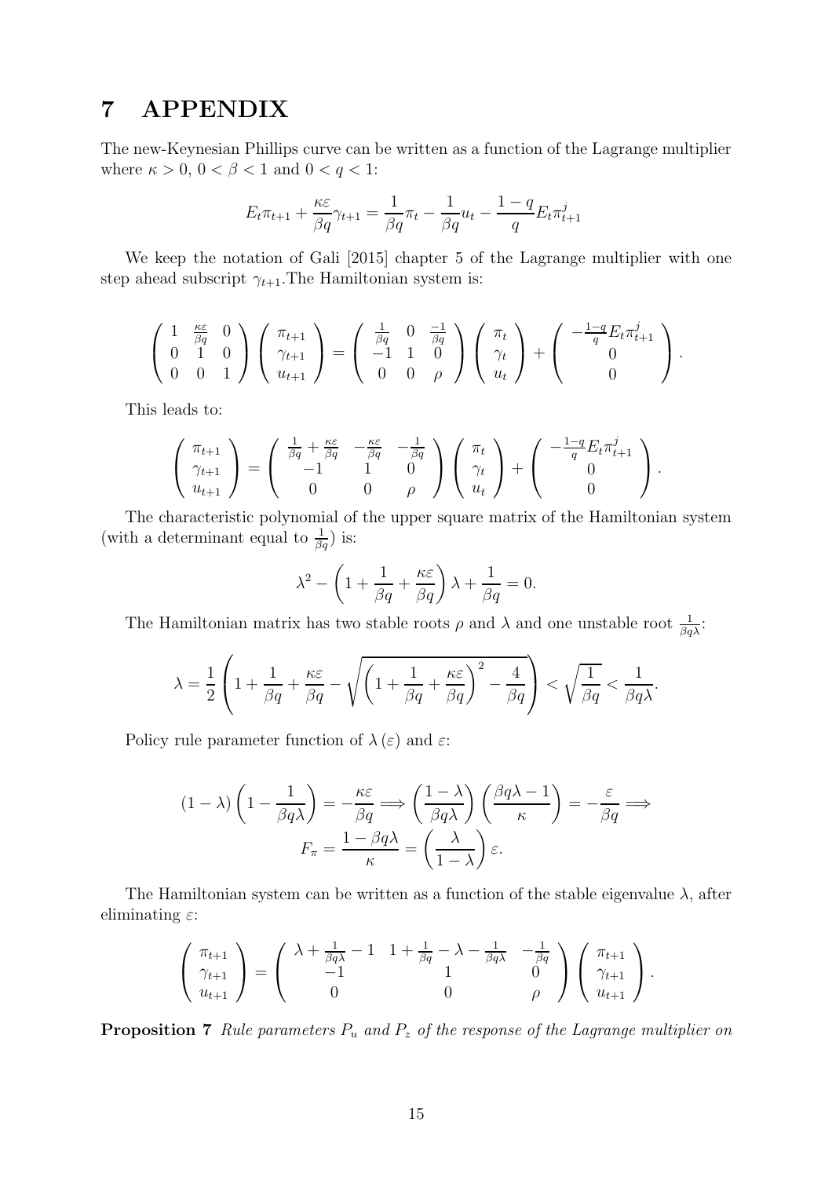# 7 APPENDIX

The new-Keynesian Phillips curve can be written as a function of the Lagrange multiplier where $\kappa > 0$, $0 < \beta < 1$ and $0 < q < 1$:

$$E_t \pi_{t+1} + \frac{\kappa\varepsilon}{\beta q}\gamma_{t+1} = \frac{1}{\beta q}\pi_t - \frac{1}{\beta q}u_t - \frac{1-q}{q}E_t \pi_{t+1}^j$$

We keep the notation of Gali [2015] chapter 5 of the Lagrange multiplier with one step ahead subscript $\gamma_{t+1}$.The Hamiltonian system is:

$$\begin{pmatrix} 1 & \frac{\kappa\varepsilon}{\beta q} & 0 \\ 0 & 1 & 0 \\ 0 & 0 & 1 \end{pmatrix} \begin{pmatrix} \pi_{t+1} \\ \gamma_{t+1} \\ u_{t+1} \end{pmatrix} = \begin{pmatrix} \frac{1}{\beta q} & 0 & \frac{-1}{\beta q} \\ -1 & 1 & 0 \\ 0 & 0 & \rho \end{pmatrix} \begin{pmatrix} \pi_t \\ \gamma_t \\ u_t \end{pmatrix} + \begin{pmatrix} -\frac{1-q}{q}E_t \pi_{t+1}^j \\ 0 \\ 0 \end{pmatrix}.$$

This leads to:

$$\begin{pmatrix} \pi_{t+1} \\ \gamma_{t+1} \\ u_{t+1} \end{pmatrix} = \begin{pmatrix} \frac{1}{\beta q} + \frac{\kappa\varepsilon}{\beta q} & -\frac{\kappa\varepsilon}{\beta q} & -\frac{1}{\beta q} \\ -1 & 1 & 0 \\ 0 & 0 & \rho \end{pmatrix} \begin{pmatrix} \pi_t \\ \gamma_t \\ u_t \end{pmatrix} + \begin{pmatrix} -\frac{1-q}{q}E_t \pi_{t+1}^j \\ 0 \\ 0 \end{pmatrix}.$$

The characteristic polynomial of the upper square matrix of the Hamiltonian system (with a determinant equal to $\frac{1}{\beta q}$) is:

$$\lambda^2 - \left(1 + \frac{1}{\beta q} + \frac{\kappa\varepsilon}{\beta q}\right)\lambda + \frac{1}{\beta q} = 0.$$

The Hamiltonian matrix has two stable roots $\rho$ and $\lambda$ and one unstable root $\frac{1}{\beta q\lambda}$:

$$\lambda = \frac{1}{2}\left(1 + \frac{1}{\beta q} + \frac{\kappa\varepsilon}{\beta q} - \sqrt{\left(1 + \frac{1}{\beta q} + \frac{\kappa\varepsilon}{\beta q}\right)^2 - \frac{4}{\beta q}}\right) < \sqrt{\frac{1}{\beta q}} < \frac{1}{\beta q\lambda}.$$

Policy rule parameter function of $\lambda(\varepsilon)$ and $\varepsilon$:

$$(1-\lambda)\left(1 - \frac{1}{\beta q\lambda}\right) = -\frac{\kappa\varepsilon}{\beta q} \Longrightarrow \left(\frac{1-\lambda}{\beta q\lambda}\right)\left(\frac{\beta q\lambda - 1}{\kappa}\right) = -\frac{\varepsilon}{\beta q} \Longrightarrow$$
$$F_\pi = \frac{1 - \beta q\lambda}{\kappa} = \left(\frac{\lambda}{1-\lambda}\right)\varepsilon.$$

The Hamiltonian system can be written as a function of the stable eigenvalue $\lambda$, after eliminating $\varepsilon$:

$$\begin{pmatrix} \pi_{t+1} \\ \gamma_{t+1} \\ u_{t+1} \end{pmatrix} = \begin{pmatrix} \lambda + \frac{1}{\beta q\lambda} - 1 & 1 + \frac{1}{\beta q} - \lambda - \frac{1}{\beta q\lambda} & -\frac{1}{\beta q} \\ -1 & 1 & 0 \\ 0 & 0 & \rho \end{pmatrix} \begin{pmatrix} \pi_{t+1} \\ \gamma_{t+1} \\ u_{t+1} \end{pmatrix}.$$

**Proposition 7** *Rule parameters $P_u$ and $P_z$ of the response of the Lagrange multiplier on*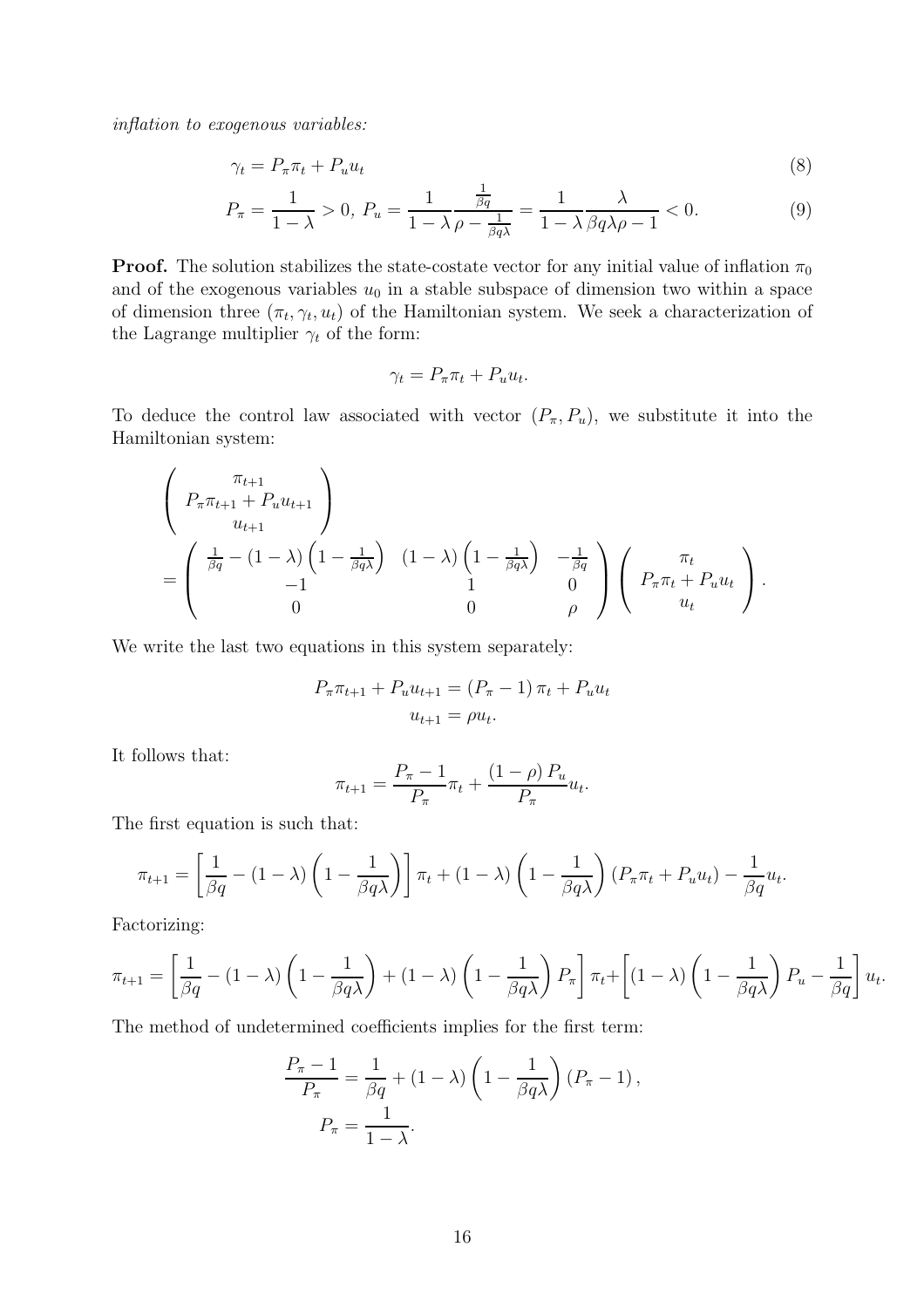*inflation to exogenous variables:*

$$\gamma_t = P_\pi \pi_t + P_u u_t \tag{8}$$

$$P_\pi = \frac{1}{1-\lambda} > 0,\ P_u = \frac{1}{1-\lambda}\frac{\frac{1}{\beta q}}{\rho - \frac{1}{\beta q \lambda}} = \frac{1}{1-\lambda}\frac{\lambda}{\beta q \lambda \rho - 1} < 0. \tag{9}$$

**Proof.** The solution stabilizes the state-costate vector for any initial value of inflation $\pi_0$ and of the exogenous variables $u_0$ in a stable subspace of dimension two within a space of dimension three $(\pi_t, \gamma_t, u_t)$ of the Hamiltonian system. We seek a characterization of the Lagrange multiplier $\gamma_t$ of the form:

$$\gamma_t = P_\pi \pi_t + P_u u_t.$$

To deduce the control law associated with vector $(P_\pi, P_u)$, we substitute it into the Hamiltonian system:

$$\begin{pmatrix} \pi_{t+1} \\ P_\pi \pi_{t+1} + P_u u_{t+1} \\ u_{t+1} \end{pmatrix} = \begin{pmatrix} \frac{1}{\beta q} - (1-\lambda)\left(1 - \frac{1}{\beta q \lambda}\right) & (1-\lambda)\left(1 - \frac{1}{\beta q \lambda}\right) & -\frac{1}{\beta q} \\ -1 & 1 & 0 \\ 0 & 0 & \rho \end{pmatrix} \begin{pmatrix} \pi_t \\ P_\pi \pi_t + P_u u_t \\ u_t \end{pmatrix}.$$

We write the last two equations in this system separately:

$$P_\pi \pi_{t+1} + P_u u_{t+1} = (P_\pi - 1)\pi_t + P_u u_t$$
$$u_{t+1} = \rho u_t.$$

It follows that:

$$\pi_{t+1} = \frac{P_\pi - 1}{P_\pi}\pi_t + \frac{(1-\rho)P_u}{P_\pi}u_t.$$

The first equation is such that:

$$\pi_{t+1} = \left[\frac{1}{\beta q} - (1-\lambda)\left(1 - \frac{1}{\beta q \lambda}\right)\right]\pi_t + (1-\lambda)\left(1 - \frac{1}{\beta q \lambda}\right)(P_\pi \pi_t + P_u u_t) - \frac{1}{\beta q}u_t.$$

Factorizing:

$$\pi_{t+1} = \left[\frac{1}{\beta q} - (1-\lambda)\left(1 - \frac{1}{\beta q \lambda}\right) + (1-\lambda)\left(1 - \frac{1}{\beta q \lambda}\right)P_\pi\right]\pi_t + \left[(1-\lambda)\left(1 - \frac{1}{\beta q \lambda}\right)P_u - \frac{1}{\beta q}\right]u_t.$$

The method of undetermined coefficients implies for the first term:

$$\frac{P_\pi - 1}{P_\pi} = \frac{1}{\beta q} + (1-\lambda)\left(1 - \frac{1}{\beta q \lambda}\right)(P_\pi - 1),$$
$$P_\pi = \frac{1}{1-\lambda}.$$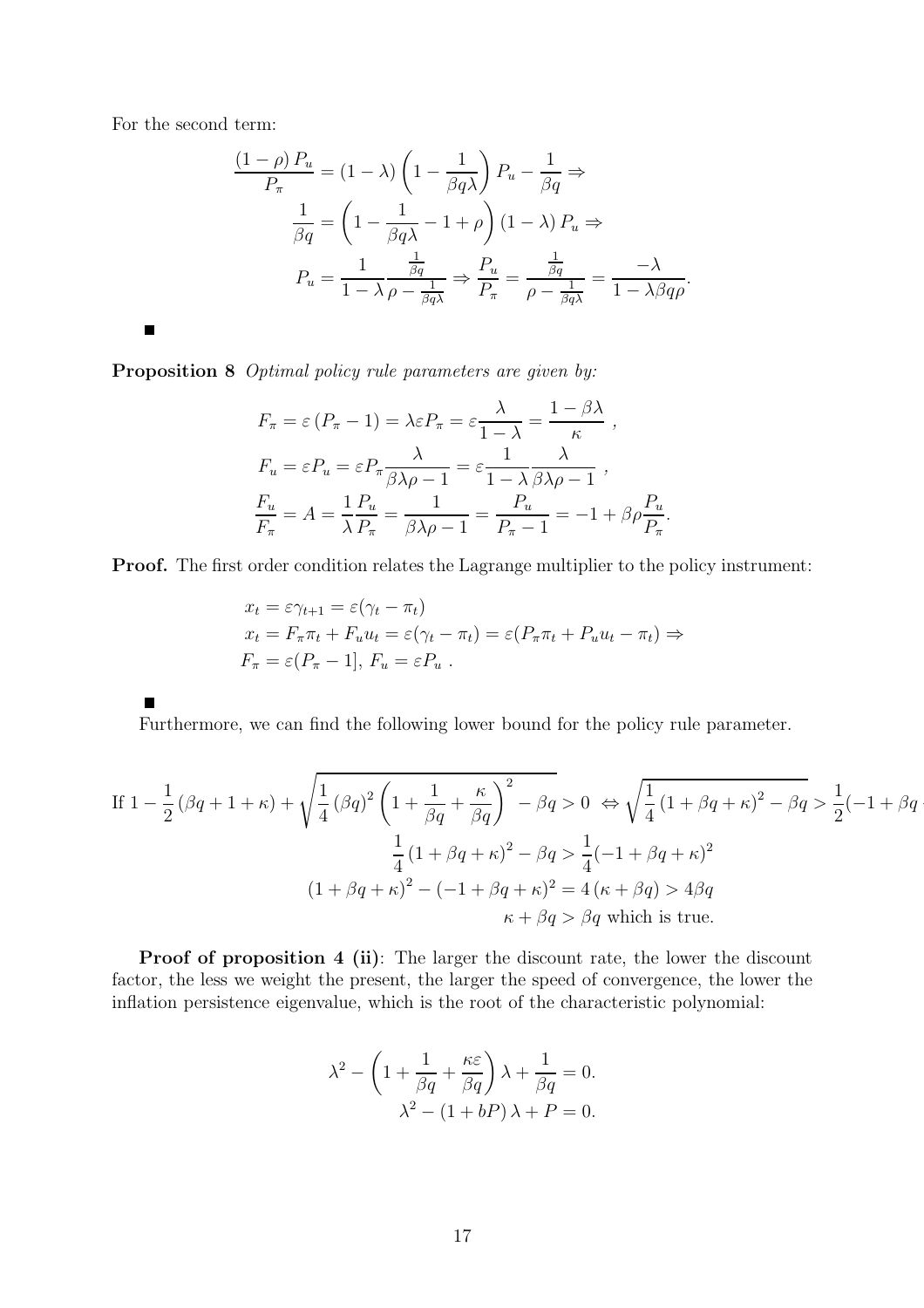For the second term:

$$\frac{(1-\rho)\,P_u}{P_\pi} = (1-\lambda)\left(1 - \frac{1}{\beta q \lambda}\right) P_u - \frac{1}{\beta q} \Rightarrow$$

$$\frac{1}{\beta q} = \left(1 - \frac{1}{\beta q \lambda} - 1 + \rho\right)(1-\lambda)\, P_u \Rightarrow$$

$$P_u = \frac{1}{1-\lambda}\frac{\frac{1}{\beta q}}{\rho - \frac{1}{\beta q \lambda}} \Rightarrow \frac{P_u}{P_\pi} = \frac{\frac{1}{\beta q}}{\rho - \frac{1}{\beta q \lambda}} = \frac{-\lambda}{1 - \lambda \beta q \rho}.$$

■

**Proposition 8** *Optimal policy rule parameters are given by:*

$$F_\pi = \varepsilon\,(P_\pi - 1) = \lambda \varepsilon P_\pi = \varepsilon \frac{\lambda}{1-\lambda} = \frac{1-\beta\lambda}{\kappa}\ ,$$

$$F_u = \varepsilon P_u = \varepsilon P_\pi \frac{\lambda}{\beta\lambda\rho - 1} = \varepsilon \frac{1}{1-\lambda}\frac{\lambda}{\beta\lambda\rho - 1}\ ,$$

$$\frac{F_u}{F_\pi} = A = \frac{1}{\lambda}\frac{P_u}{P_\pi} = \frac{1}{\beta\lambda\rho - 1} = \frac{P_u}{P_\pi - 1} = -1 + \beta\rho\frac{P_u}{P_\pi}.$$

**Proof.** The first order condition relates the Lagrange multiplier to the policy instrument:

$$x_t = \varepsilon\gamma_{t+1} = \varepsilon(\gamma_t - \pi_t)$$

$$x_t = F_\pi \pi_t + F_u u_t = \varepsilon(\gamma_t - \pi_t) = \varepsilon(P_\pi \pi_t + P_u u_t - \pi_t) \Rightarrow$$

$$F_\pi = \varepsilon(P_\pi - 1],\ F_u = \varepsilon P_u\ .$$

■

Furthermore, we can find the following lower bound for the policy rule parameter.

$$\text{If } 1 - \frac{1}{2}(\beta q + 1 + \kappa) + \sqrt{\frac{1}{4}(\beta q)^2\left(1 + \frac{1}{\beta q} + \frac{\kappa}{\beta q}\right)^2 - \beta q} > 0 \ \Leftrightarrow \sqrt{\frac{1}{4}(1 + \beta q + \kappa)^2 - \beta q} > \frac{1}{2}(-1 + \beta q$$

$$\frac{1}{4}(1 + \beta q + \kappa)^2 - \beta q > \frac{1}{4}(-1 + \beta q + \kappa)^2$$

$$(1 + \beta q + \kappa)^2 - (-1 + \beta q + \kappa)^2 = 4(\kappa + \beta q) > 4\beta q$$

$$\kappa + \beta q > \beta q \text{ which is true.}$$

**Proof of proposition 4 (ii)**: The larger the discount rate, the lower the discount factor, the less we weight the present, the larger the speed of convergence, the lower the inflation persistence eigenvalue, which is the root of the characteristic polynomial:

$$\lambda^2 - \left(1 + \frac{1}{\beta q} + \frac{\kappa\varepsilon}{\beta q}\right)\lambda + \frac{1}{\beta q} = 0.$$

$$\lambda^2 - (1 + bP)\,\lambda + P = 0.$$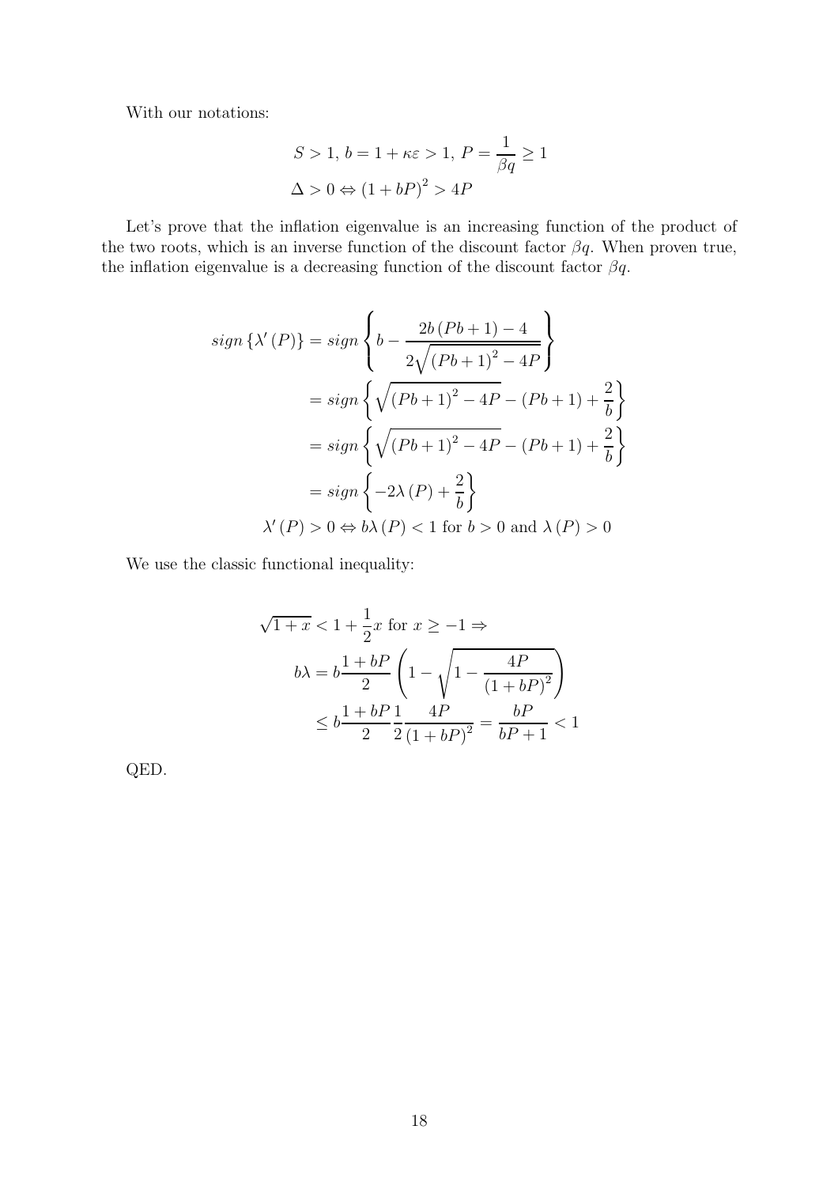With our notations:

$$S > 1,\, b = 1 + \kappa\varepsilon > 1,\, P = \frac{1}{\beta q} \geq 1$$

$$\Delta > 0 \Leftrightarrow (1 + bP)^2 > 4P$$

Let's prove that the inflation eigenvalue is an increasing function of the product of the two roots, which is an inverse function of the discount factor $\beta q$. When proven true, the inflation eigenvalue is a decreasing function of the discount factor $\beta q$.

$$
\begin{aligned}
sign\left\{\lambda'(P)\right\} &= sign\left\{b - \frac{2b(Pb+1) - 4}{2\sqrt{(Pb+1)^2 - 4P}}\right\} \\
&= sign\left\{\sqrt{(Pb+1)^2 - 4P} - (Pb+1) + \frac{2}{b}\right\} \\
&= sign\left\{\sqrt{(Pb+1)^2 - 4P} - (Pb+1) + \frac{2}{b}\right\} \\
&= sign\left\{-2\lambda(P) + \frac{2}{b}\right\} \\
\lambda'(P) > 0 &\Leftrightarrow b\lambda(P) < 1 \text{ for } b > 0 \text{ and } \lambda(P) > 0
\end{aligned}
$$

We use the classic functional inequality:

$$
\begin{aligned}
&\sqrt{1+x} < 1 + \frac{1}{2}x \text{ for } x \geq -1 \Rightarrow \\
&b\lambda = b\frac{1+bP}{2}\left(1 - \sqrt{1 - \frac{4P}{(1+bP)^2}}\right) \\
&\leq b\frac{1+bP}{2}\frac{1}{2}\frac{4P}{(1+bP)^2} = \frac{bP}{bP+1} < 1
\end{aligned}
$$

QED.